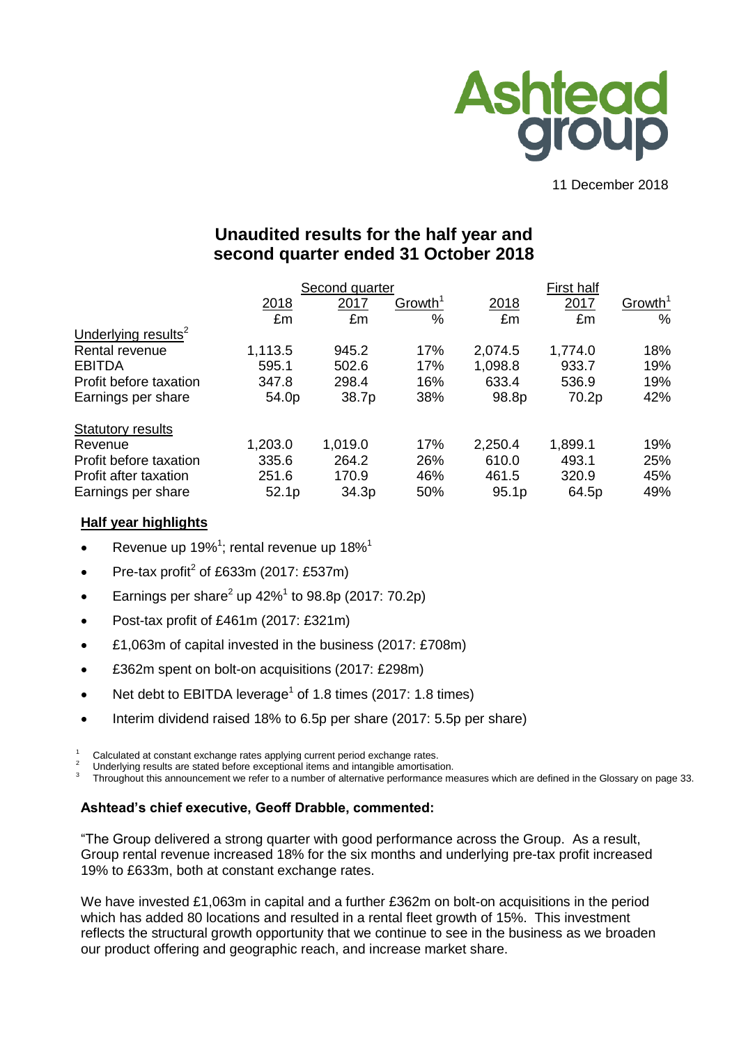Ashtead group

11 December 2018

# Unaudited results for the half year and second quarter ended 31 October 2018

| | Second quarter | | | First half | | |
|---|---|---|---|---|---|---|
| | 2018 | 2017 | Growth[1] | 2018 | 2017 | Growth[1] |
| | £m | £m | % | £m | £m | % |
| Underlying results[2] | | | | | | |
| Rental revenue | 1,113.5 | 945.2 | 17% | 2,074.5 | 1,774.0 | 18% |
| EBITDA | 595.1 | 502.6 | 17% | 1,098.8 | 933.7 | 19% |
| Profit before taxation | 347.8 | 298.4 | 16% | 633.4 | 536.9 | 19% |
| Earnings per share | 54.0p | 38.7p | 38% | 98.8p | 70.2p | 42% |
| Statutory results | | | | | | |
| Revenue | 1,203.0 | 1,019.0 | 17% | 2,250.4 | 1,899.1 | 19% |
| Profit before taxation | 335.6 | 264.2 | 26% | 610.0 | 493.1 | 25% |
| Profit after taxation | 251.6 | 170.9 | 46% | 461.5 | 320.9 | 45% |
| Earnings per share | 52.1p | 34.3p | 50% | 95.1p | 64.5p | 49% |

**Half year highlights**

- Revenue up 19%[1]; rental revenue up 18%[1]
- Pre-tax profit[2] of £633m (2017: £537m)
- Earnings per share[2] up 42%[1] to 98.8p (2017: 70.2p)
- Post-tax profit of £461m (2017: £321m)
- £1,063m of capital invested in the business (2017: £708m)
- £362m spent on bolt-on acquisitions (2017: £298m)
- Net debt to EBITDA leverage[1] of 1.8 times (2017: 1.8 times)
- Interim dividend raised 18% to 6.5p per share (2017: 5.5p per share)

[1] Calculated at constant exchange rates applying current period exchange rates.
[2] Underlying results are stated before exceptional items and intangible amortisation.
[3] Throughout this announcement we refer to a number of alternative performance measures which are defined in the Glossary on page 33.

**Ashtead's chief executive, Geoff Drabble, commented:**

"The Group delivered a strong quarter with good performance across the Group. As a result, Group rental revenue increased 18% for the six months and underlying pre-tax profit increased 19% to £633m, both at constant exchange rates.

We have invested £1,063m in capital and a further £362m on bolt-on acquisitions in the period which has added 80 locations and resulted in a rental fleet growth of 15%. This investment reflects the structural growth opportunity that we continue to see in the business as we broaden our product offering and geographic reach, and increase market share.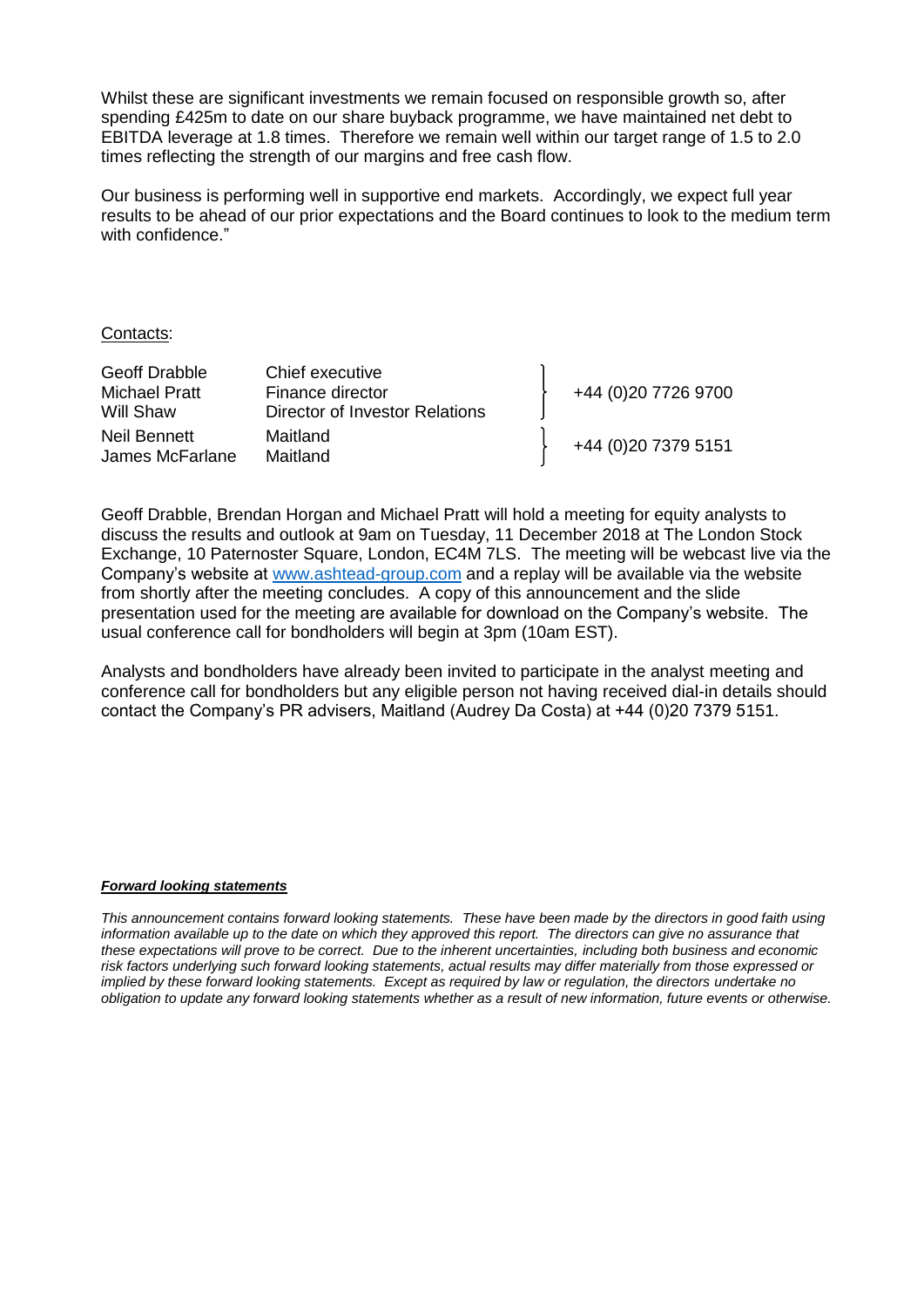Whilst these are significant investments we remain focused on responsible growth so, after spending £425m to date on our share buyback programme, we have maintained net debt to EBITDA leverage at 1.8 times. Therefore we remain well within our target range of 1.5 to 2.0 times reflecting the strength of our margins and free cash flow.

Our business is performing well in supportive end markets. Accordingly, we expect full year results to be ahead of our prior expectations and the Board continues to look to the medium term with confidence."

Contacts:

| | | |
|---|---|---|
| Geoff Drabble | Chief executive | +44 (0)20 7726 9700 |
| Michael Pratt | Finance director | |
| Will Shaw | Director of Investor Relations | |
| Neil Bennett | Maitland | +44 (0)20 7379 5151 |
| James McFarlane | Maitland | |

Geoff Drabble, Brendan Horgan and Michael Pratt will hold a meeting for equity analysts to discuss the results and outlook at 9am on Tuesday, 11 December 2018 at The London Stock Exchange, 10 Paternoster Square, London, EC4M 7LS. The meeting will be webcast live via the Company's website at www.ashtead-group.com and a replay will be available via the website from shortly after the meeting concludes. A copy of this announcement and the slide presentation used for the meeting are available for download on the Company's website. The usual conference call for bondholders will begin at 3pm (10am EST).

Analysts and bondholders have already been invited to participate in the analyst meeting and conference call for bondholders but any eligible person not having received dial-in details should contact the Company's PR advisers, Maitland (Audrey Da Costa) at +44 (0)20 7379 5151.

***Forward looking statements***

*This announcement contains forward looking statements. These have been made by the directors in good faith using information available up to the date on which they approved this report. The directors can give no assurance that these expectations will prove to be correct. Due to the inherent uncertainties, including both business and economic risk factors underlying such forward looking statements, actual results may differ materially from those expressed or implied by these forward looking statements. Except as required by law or regulation, the directors undertake no obligation to update any forward looking statements whether as a result of new information, future events or otherwise.*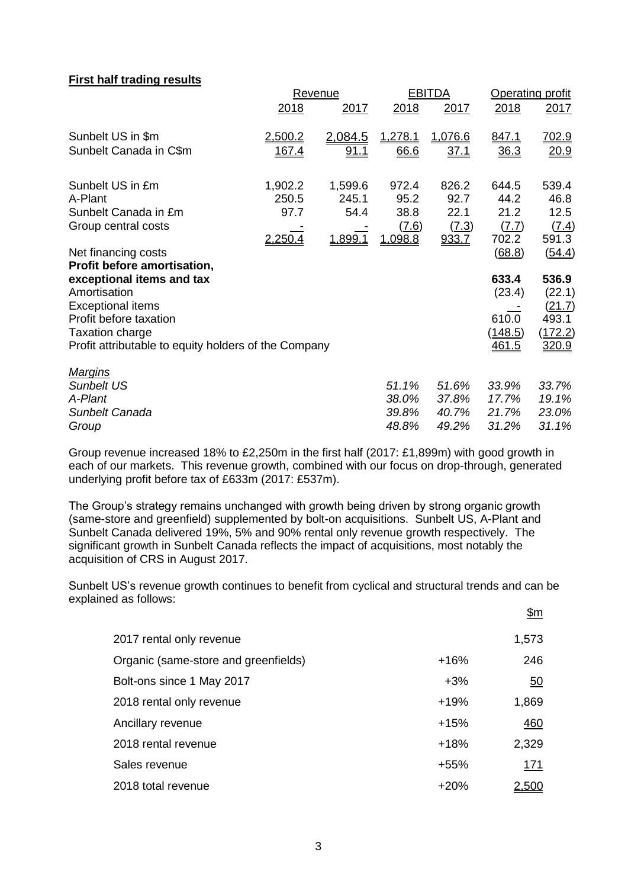**First half trading results**

| | Revenue | | EBITDA | | Operating profit | |
|---|---|---|---|---|---|---|
| | 2018 | 2017 | 2018 | 2017 | 2018 | 2017 |
| Sunbelt US in $m | 2,500.2 | 2,084.5 | 1,278.1 | 1,076.6 | 847.1 | 702.9 |
| Sunbelt Canada in C$m | 167.4 | 91.1 | 66.6 | 37.1 | 36.3 | 20.9 |
| Sunbelt US in £m | 1,902.2 | 1,599.6 | 972.4 | 826.2 | 644.5 | 539.4 |
| A-Plant | 250.5 | 245.1 | 95.2 | 92.7 | 44.2 | 46.8 |
| Sunbelt Canada in £m | 97.7 | 54.4 | 38.8 | 22.1 | 21.2 | 12.5 |
| Group central costs | - | - | (7.6) | (7.3) | (7.7) | (7.4) |
| | 2,250.4 | 1,899.1 | 1,098.8 | 933.7 | 702.2 | 591.3 |
| Net financing costs | | | | | (68.8) | (54.4) |
| **Profit before amortisation, exceptional items and tax** | | | | | **633.4** | **536.9** |
| Amortisation | | | | | (23.4) | (22.1) |
| Exceptional items | | | | | - | (21.7) |
| Profit before taxation | | | | | 610.0 | 493.1 |
| Taxation charge | | | | | (148.5) | (172.2) |
| Profit attributable to equity holders of the Company | | | | | 461.5 | 320.9 |
| *Margins* | | | | | | |
| *Sunbelt US* | | | *51.1%* | *51.6%* | *33.9%* | *33.7%* |
| *A-Plant* | | | *38.0%* | *37.8%* | *17.7%* | *19.1%* |
| *Sunbelt Canada* | | | *39.8%* | *40.7%* | *21.7%* | *23.0%* |
| *Group* | | | *48.8%* | *49.2%* | *31.2%* | *31.1%* |

Group revenue increased 18% to £2,250m in the first half (2017: £1,899m) with good growth in each of our markets. This revenue growth, combined with our focus on drop-through, generated underlying profit before tax of £633m (2017: £537m).

The Group's strategy remains unchanged with growth being driven by strong organic growth (same-store and greenfield) supplemented by bolt-on acquisitions. Sunbelt US, A-Plant and Sunbelt Canada delivered 19%, 5% and 90% rental only revenue growth respectively. The significant growth in Sunbelt Canada reflects the impact of acquisitions, most notably the acquisition of CRS in August 2017.

Sunbelt US's revenue growth continues to benefit from cyclical and structural trends and can be explained as follows:

| | | $m |
|---|---|---|
| 2017 rental only revenue | | 1,573 |
| Organic (same-store and greenfields) | +16% | 246 |
| Bolt-ons since 1 May 2017 | +3% | 50 |
| 2018 rental only revenue | +19% | 1,869 |
| Ancillary revenue | +15% | 460 |
| 2018 rental revenue | +18% | 2,329 |
| Sales revenue | +55% | 171 |
| 2018 total revenue | +20% | 2,500 |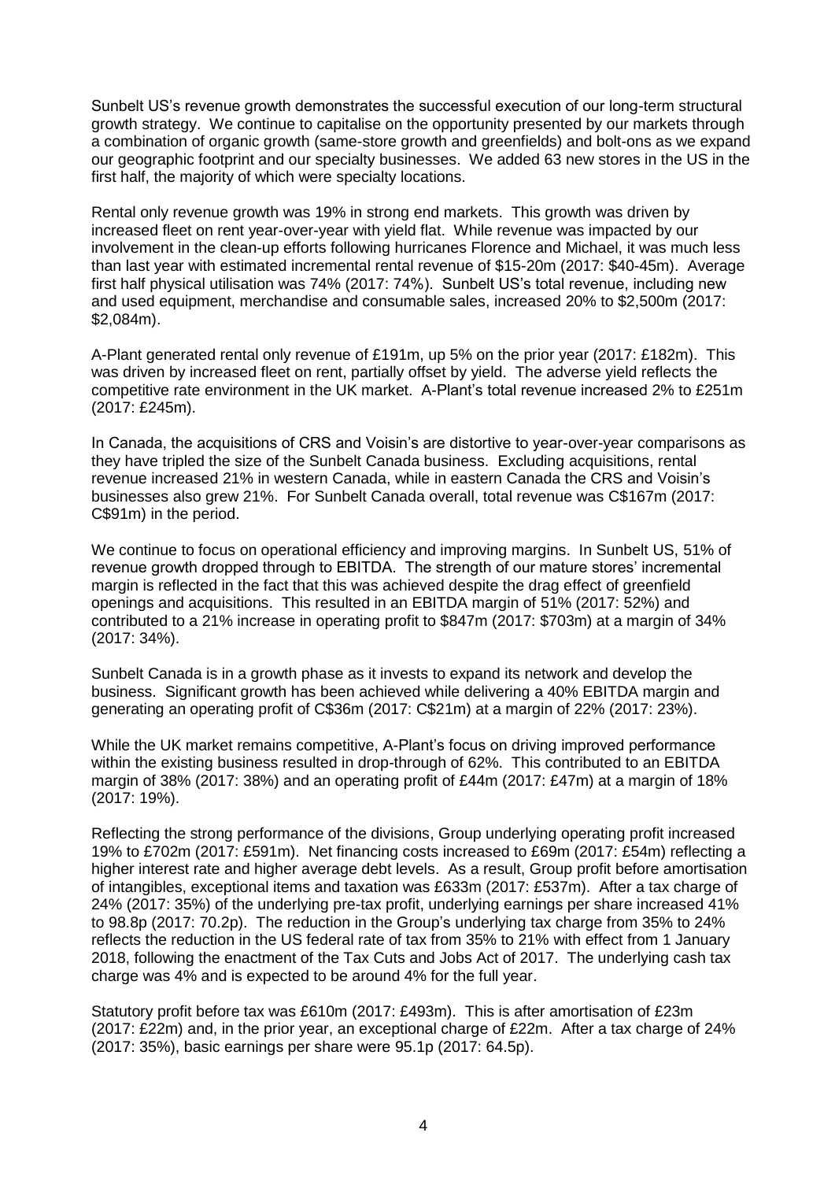Sunbelt US's revenue growth demonstrates the successful execution of our long-term structural growth strategy. We continue to capitalise on the opportunity presented by our markets through a combination of organic growth (same-store growth and greenfields) and bolt-ons as we expand our geographic footprint and our specialty businesses. We added 63 new stores in the US in the first half, the majority of which were specialty locations.

Rental only revenue growth was 19% in strong end markets. This growth was driven by increased fleet on rent year-over-year with yield flat. While revenue was impacted by our involvement in the clean-up efforts following hurricanes Florence and Michael, it was much less than last year with estimated incremental rental revenue of $15-20m (2017: $40-45m). Average first half physical utilisation was 74% (2017: 74%). Sunbelt US's total revenue, including new and used equipment, merchandise and consumable sales, increased 20% to $2,500m (2017: $2,084m).

A-Plant generated rental only revenue of £191m, up 5% on the prior year (2017: £182m). This was driven by increased fleet on rent, partially offset by yield. The adverse yield reflects the competitive rate environment in the UK market. A-Plant's total revenue increased 2% to £251m (2017: £245m).

In Canada, the acquisitions of CRS and Voisin's are distortive to year-over-year comparisons as they have tripled the size of the Sunbelt Canada business. Excluding acquisitions, rental revenue increased 21% in western Canada, while in eastern Canada the CRS and Voisin's businesses also grew 21%. For Sunbelt Canada overall, total revenue was C$167m (2017: C$91m) in the period.

We continue to focus on operational efficiency and improving margins. In Sunbelt US, 51% of revenue growth dropped through to EBITDA. The strength of our mature stores' incremental margin is reflected in the fact that this was achieved despite the drag effect of greenfield openings and acquisitions. This resulted in an EBITDA margin of 51% (2017: 52%) and contributed to a 21% increase in operating profit to $847m (2017: $703m) at a margin of 34% (2017: 34%).

Sunbelt Canada is in a growth phase as it invests to expand its network and develop the business. Significant growth has been achieved while delivering a 40% EBITDA margin and generating an operating profit of C$36m (2017: C$21m) at a margin of 22% (2017: 23%).

While the UK market remains competitive, A-Plant's focus on driving improved performance within the existing business resulted in drop-through of 62%. This contributed to an EBITDA margin of 38% (2017: 38%) and an operating profit of £44m (2017: £47m) at a margin of 18% (2017: 19%).

Reflecting the strong performance of the divisions, Group underlying operating profit increased 19% to £702m (2017: £591m). Net financing costs increased to £69m (2017: £54m) reflecting a higher interest rate and higher average debt levels. As a result, Group profit before amortisation of intangibles, exceptional items and taxation was £633m (2017: £537m). After a tax charge of 24% (2017: 35%) of the underlying pre-tax profit, underlying earnings per share increased 41% to 98.8p (2017: 70.2p). The reduction in the Group's underlying tax charge from 35% to 24% reflects the reduction in the US federal rate of tax from 35% to 21% with effect from 1 January 2018, following the enactment of the Tax Cuts and Jobs Act of 2017. The underlying cash tax charge was 4% and is expected to be around 4% for the full year.

Statutory profit before tax was £610m (2017: £493m). This is after amortisation of £23m (2017: £22m) and, in the prior year, an exceptional charge of £22m. After a tax charge of 24% (2017: 35%), basic earnings per share were 95.1p (2017: 64.5p).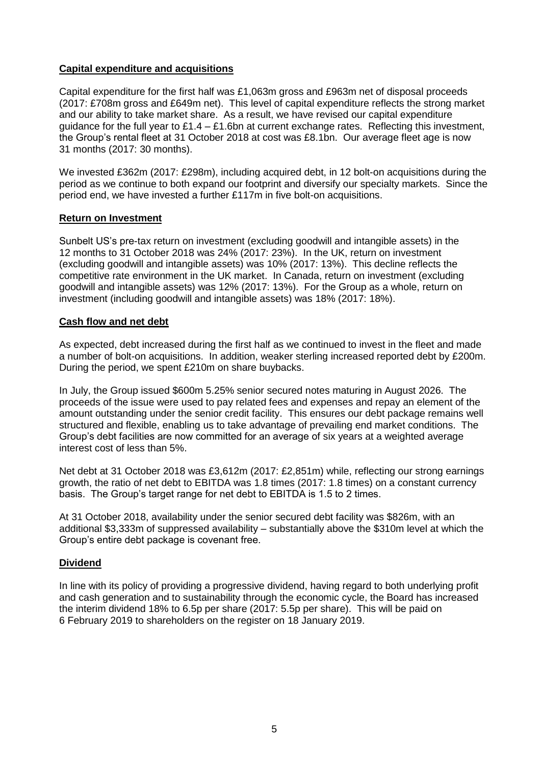## Capital expenditure and acquisitions

Capital expenditure for the first half was £1,063m gross and £963m net of disposal proceeds (2017: £708m gross and £649m net). This level of capital expenditure reflects the strong market and our ability to take market share. As a result, we have revised our capital expenditure guidance for the full year to £1.4 – £1.6bn at current exchange rates. Reflecting this investment, the Group's rental fleet at 31 October 2018 at cost was £8.1bn. Our average fleet age is now 31 months (2017: 30 months).

We invested £362m (2017: £298m), including acquired debt, in 12 bolt-on acquisitions during the period as we continue to both expand our footprint and diversify our specialty markets. Since the period end, we have invested a further £117m in five bolt-on acquisitions.

## Return on Investment

Sunbelt US's pre-tax return on investment (excluding goodwill and intangible assets) in the 12 months to 31 October 2018 was 24% (2017: 23%). In the UK, return on investment (excluding goodwill and intangible assets) was 10% (2017: 13%). This decline reflects the competitive rate environment in the UK market. In Canada, return on investment (excluding goodwill and intangible assets) was 12% (2017: 13%). For the Group as a whole, return on investment (including goodwill and intangible assets) was 18% (2017: 18%).

## Cash flow and net debt

As expected, debt increased during the first half as we continued to invest in the fleet and made a number of bolt-on acquisitions. In addition, weaker sterling increased reported debt by £200m. During the period, we spent £210m on share buybacks.

In July, the Group issued $600m 5.25% senior secured notes maturing in August 2026. The proceeds of the issue were used to pay related fees and expenses and repay an element of the amount outstanding under the senior credit facility. This ensures our debt package remains well structured and flexible, enabling us to take advantage of prevailing end market conditions. The Group's debt facilities are now committed for an average of six years at a weighted average interest cost of less than 5%.

Net debt at 31 October 2018 was £3,612m (2017: £2,851m) while, reflecting our strong earnings growth, the ratio of net debt to EBITDA was 1.8 times (2017: 1.8 times) on a constant currency basis. The Group's target range for net debt to EBITDA is 1.5 to 2 times.

At 31 October 2018, availability under the senior secured debt facility was $826m, with an additional $3,333m of suppressed availability – substantially above the $310m level at which the Group's entire debt package is covenant free.

## Dividend

In line with its policy of providing a progressive dividend, having regard to both underlying profit and cash generation and to sustainability through the economic cycle, the Board has increased the interim dividend 18% to 6.5p per share (2017: 5.5p per share). This will be paid on 6 February 2019 to shareholders on the register on 18 January 2019.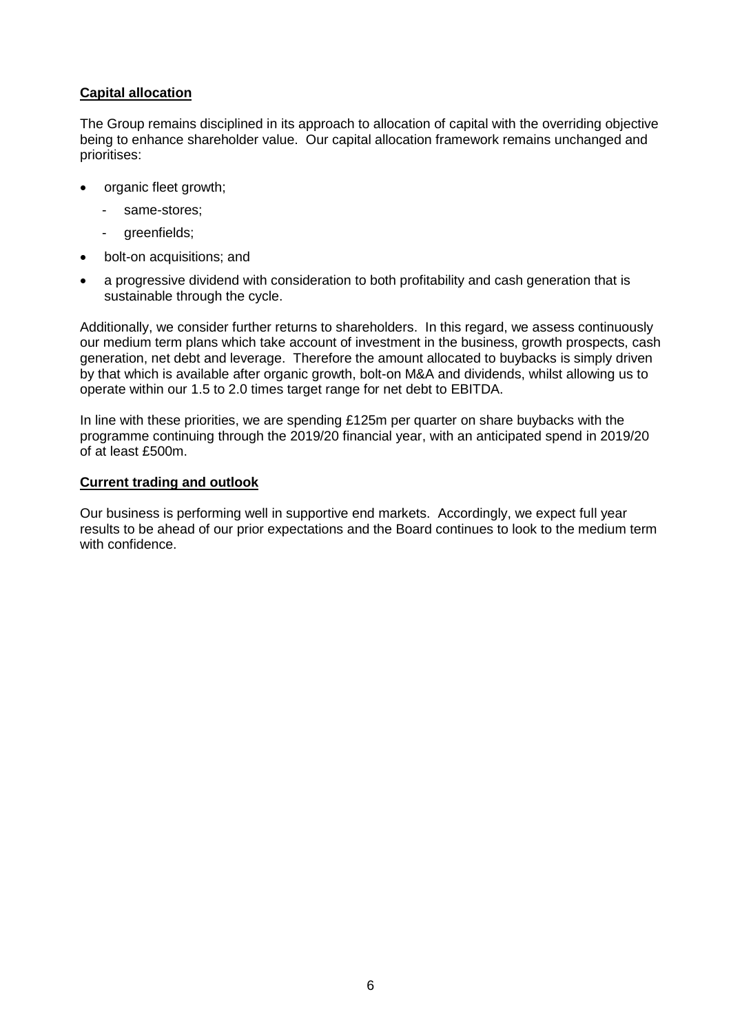## Capital allocation

The Group remains disciplined in its approach to allocation of capital with the overriding objective being to enhance shareholder value. Our capital allocation framework remains unchanged and prioritises:

- organic fleet growth;
  - same-stores;
  - greenfields;
- bolt-on acquisitions; and
- a progressive dividend with consideration to both profitability and cash generation that is sustainable through the cycle.

Additionally, we consider further returns to shareholders. In this regard, we assess continuously our medium term plans which take account of investment in the business, growth prospects, cash generation, net debt and leverage. Therefore the amount allocated to buybacks is simply driven by that which is available after organic growth, bolt-on M&A and dividends, whilst allowing us to operate within our 1.5 to 2.0 times target range for net debt to EBITDA.

In line with these priorities, we are spending £125m per quarter on share buybacks with the programme continuing through the 2019/20 financial year, with an anticipated spend in 2019/20 of at least £500m.

## Current trading and outlook

Our business is performing well in supportive end markets. Accordingly, we expect full year results to be ahead of our prior expectations and the Board continues to look to the medium term with confidence.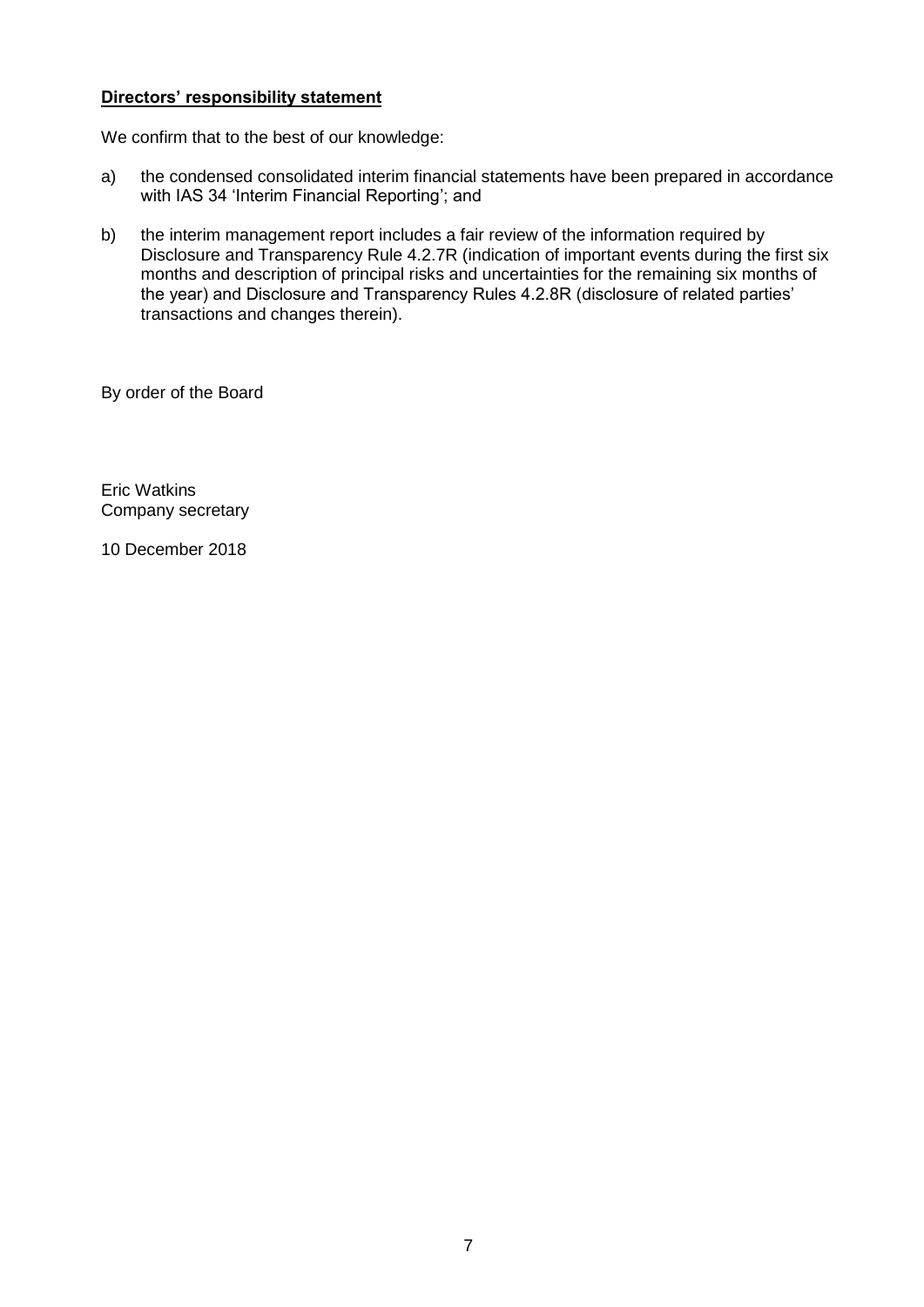**Directors' responsibility statement**

We confirm that to the best of our knowledge:

a) the condensed consolidated interim financial statements have been prepared in accordance with IAS 34 'Interim Financial Reporting'; and

b) the interim management report includes a fair review of the information required by Disclosure and Transparency Rule 4.2.7R (indication of important events during the first six months and description of principal risks and uncertainties for the remaining six months of the year) and Disclosure and Transparency Rules 4.2.8R (disclosure of related parties' transactions and changes therein).

By order of the Board

Eric Watkins
Company secretary

10 December 2018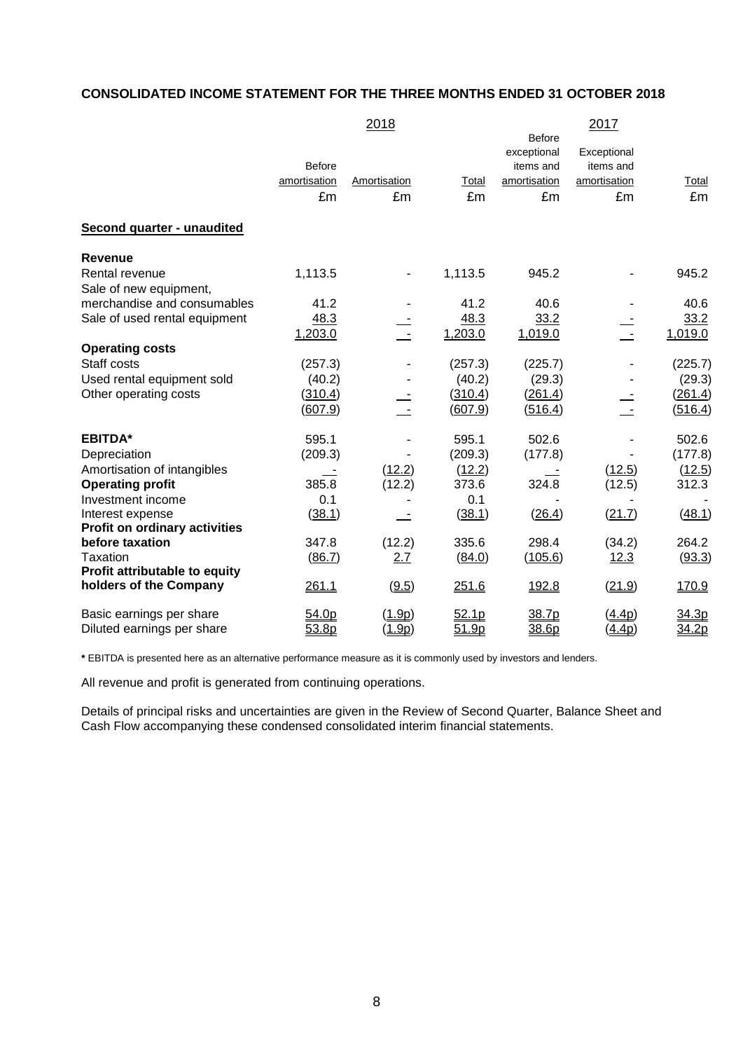## CONSOLIDATED INCOME STATEMENT FOR THE THREE MONTHS ENDED 31 OCTOBER 2018

| | 2018 | | | 2017 | | |
|---|---|---|---|---|---|---|
| | Before amortisation | Amortisation | Total | Before exceptional items and amortisation | Exceptional items and amortisation | Total |
| | £m | £m | £m | £m | £m | £m |
| **Second quarter - unaudited** | | | | | | |
| **Revenue** | | | | | | |
| Rental revenue | 1,113.5 | - | 1,113.5 | 945.2 | - | 945.2 |
| Sale of new equipment, merchandise and consumables | 41.2 | - | 41.2 | 40.6 | - | 40.6 |
| Sale of used rental equipment | 48.3 | - | 48.3 | 33.2 | - | 33.2 |
| | 1,203.0 | - | 1,203.0 | 1,019.0 | - | 1,019.0 |
| **Operating costs** | | | | | | |
| Staff costs | (257.3) | - | (257.3) | (225.7) | - | (225.7) |
| Used rental equipment sold | (40.2) | - | (40.2) | (29.3) | - | (29.3) |
| Other operating costs | (310.4) | - | (310.4) | (261.4) | - | (261.4) |
| | (607.9) | - | (607.9) | (516.4) | - | (516.4) |
| **EBITDA*** | 595.1 | - | 595.1 | 502.6 | - | 502.6 |
| Depreciation | (209.3) | - | (209.3) | (177.8) | - | (177.8) |
| Amortisation of intangibles | - | (12.2) | (12.2) | - | (12.5) | (12.5) |
| **Operating profit** | 385.8 | (12.2) | 373.6 | 324.8 | (12.5) | 312.3 |
| Investment income | 0.1 | - | 0.1 | - | - | - |
| Interest expense | (38.1) | - | (38.1) | (26.4) | (21.7) | (48.1) |
| **Profit on ordinary activities before taxation** | 347.8 | (12.2) | 335.6 | 298.4 | (34.2) | 264.2 |
| Taxation | (86.7) | 2.7 | (84.0) | (105.6) | 12.3 | (93.3) |
| **Profit attributable to equity holders of the Company** | 261.1 | (9.5) | 251.6 | 192.8 | (21.9) | 170.9 |
| Basic earnings per share | 54.0p | (1.9p) | 52.1p | 38.7p | (4.4p) | 34.3p |
| Diluted earnings per share | 53.8p | (1.9p) | 51.9p | 38.6p | (4.4p) | 34.2p |

**\*** EBITDA is presented here as an alternative performance measure as it is commonly used by investors and lenders.

All revenue and profit is generated from continuing operations.

Details of principal risks and uncertainties are given in the Review of Second Quarter, Balance Sheet and Cash Flow accompanying these condensed consolidated interim financial statements.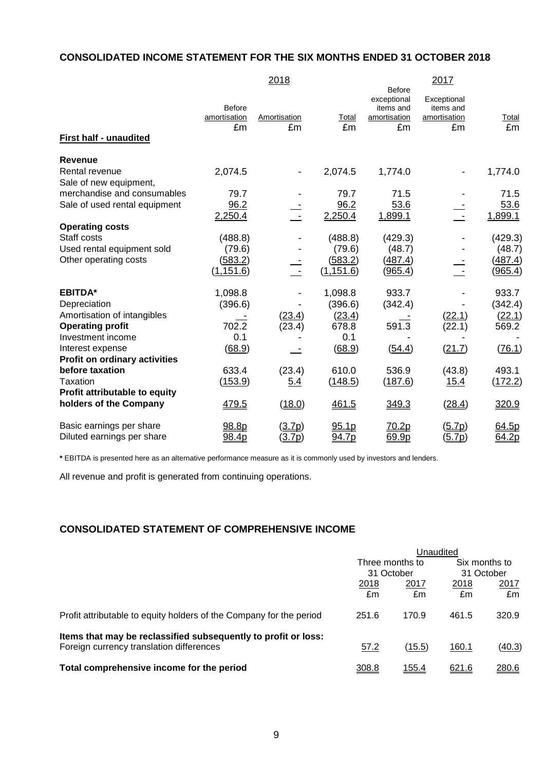## CONSOLIDATED INCOME STATEMENT FOR THE SIX MONTHS ENDED 31 OCTOBER 2018

| | 2018 | | | 2017 | | |
|---|---|---|---|---|---|---|
| | Before amortisation £m | Amortisation £m | Total £m | Before exceptional items and amortisation £m | Exceptional items and amortisation £m | Total £m |
| **First half - unaudited** | | | | | | |
| **Revenue** | | | | | | |
| Rental revenue | 2,074.5 | - | 2,074.5 | 1,774.0 | - | 1,774.0 |
| Sale of new equipment, merchandise and consumables | 79.7 | - | 79.7 | 71.5 | - | 71.5 |
| Sale of used rental equipment | 96.2 | - | 96.2 | 53.6 | - | 53.6 |
| | 2,250.4 | - | 2,250.4 | 1,899.1 | - | 1,899.1 |
| **Operating costs** | | | | | | |
| Staff costs | (488.8) | - | (488.8) | (429.3) | - | (429.3) |
| Used rental equipment sold | (79.6) | - | (79.6) | (48.7) | - | (48.7) |
| Other operating costs | (583.2) | - | (583.2) | (487.4) | - | (487.4) |
| | (1,151.6) | - | (1,151.6) | (965.4) | - | (965.4) |
| **EBITDA*** | 1,098.8 | - | 1,098.8 | 933.7 | - | 933.7 |
| Depreciation | (396.6) | - | (396.6) | (342.4) | - | (342.4) |
| Amortisation of intangibles | - | (23.4) | (23.4) | - | (22.1) | (22.1) |
| **Operating profit** | 702.2 | (23.4) | 678.8 | 591.3 | (22.1) | 569.2 |
| Investment income | 0.1 | - | 0.1 | - | - | - |
| Interest expense | (68.9) | - | (68.9) | (54.4) | (21.7) | (76.1) |
| **Profit on ordinary activities before taxation** | 633.4 | (23.4) | 610.0 | 536.9 | (43.8) | 493.1 |
| Taxation | (153.9) | 5.4 | (148.5) | (187.6) | 15.4 | (172.2) |
| **Profit attributable to equity holders of the Company** | 479.5 | (18.0) | 461.5 | 349.3 | (28.4) | 320.9 |
| Basic earnings per share | 98.8p | (3.7p) | 95.1p | 70.2p | (5.7p) | 64.5p |
| Diluted earnings per share | 98.4p | (3.7p) | 94.7p | 69.9p | (5.7p) | 64.2p |

***** EBITDA is presented here as an alternative performance measure as it is commonly used by investors and lenders.

All revenue and profit is generated from continuing operations.

## CONSOLIDATED STATEMENT OF COMPREHENSIVE INCOME

| | Unaudited | | | |
|---|---|---|---|---|
| | Three months to 31 October | | Six months to 31 October | |
| | 2018 £m | 2017 £m | 2018 £m | 2017 £m |
| Profit attributable to equity holders of the Company for the period | 251.6 | 170.9 | 461.5 | 320.9 |
| **Items that may be reclassified subsequently to profit or loss:** | | | | |
| Foreign currency translation differences | 57.2 | (15.5) | 160.1 | (40.3) |
| **Total comprehensive income for the period** | 308.8 | 155.4 | 621.6 | 280.6 |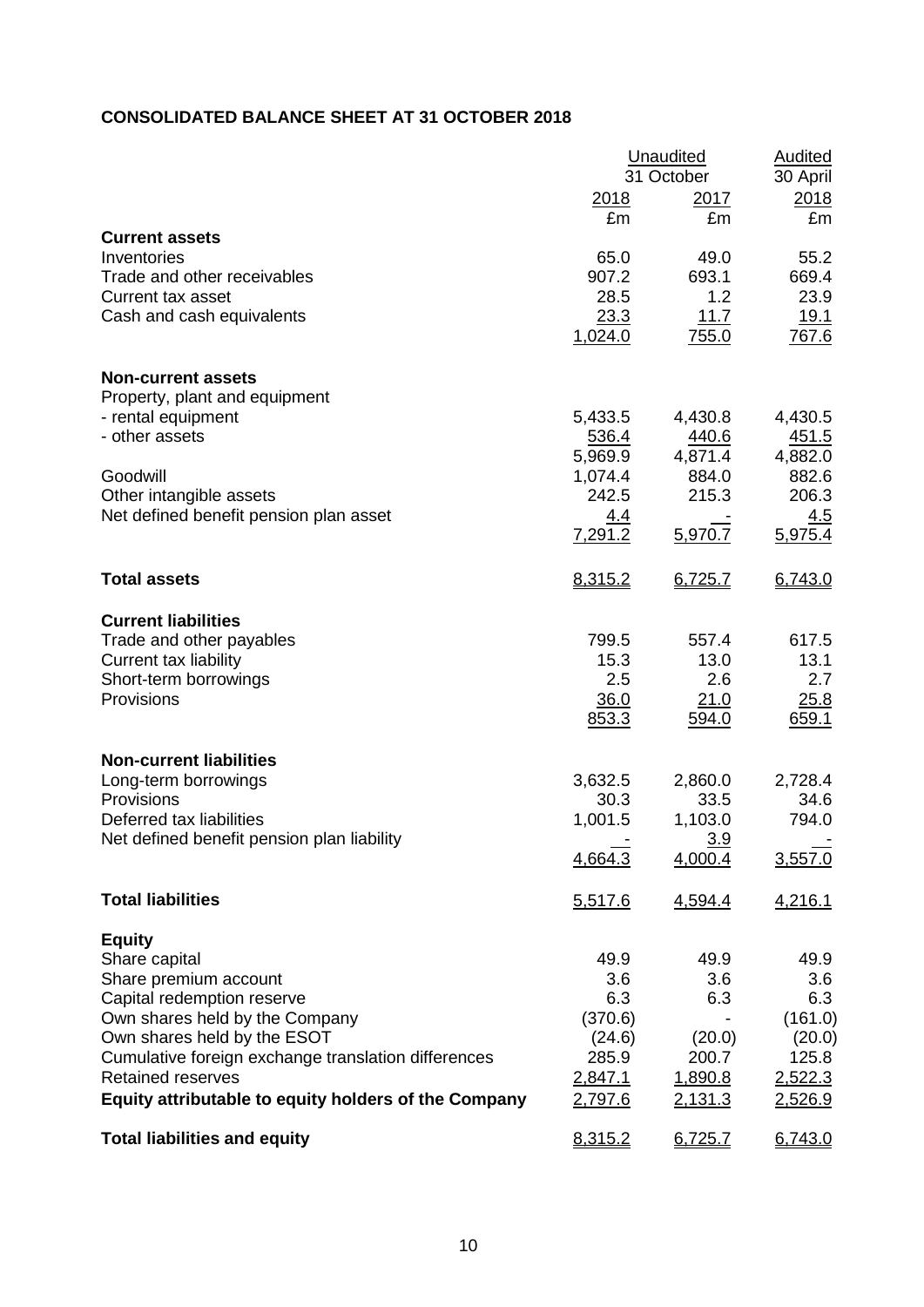## CONSOLIDATED BALANCE SHEET AT 31 OCTOBER 2018

| | Unaudited 31 October | | Audited 30 April |
|---|---|---|---|
| | 2018 | 2017 | 2018 |
| | £m | £m | £m |
| **Current assets** | | | |
| Inventories | 65.0 | 49.0 | 55.2 |
| Trade and other receivables | 907.2 | 693.1 | 669.4 |
| Current tax asset | 28.5 | 1.2 | 23.9 |
| Cash and cash equivalents | 23.3 | 11.7 | 19.1 |
| | 1,024.0 | 755.0 | 767.6 |
| **Non-current assets** | | | |
| Property, plant and equipment | | | |
| - rental equipment | 5,433.5 | 4,430.8 | 4,430.5 |
| - other assets | 536.4 | 440.6 | 451.5 |
| | 5,969.9 | 4,871.4 | 4,882.0 |
| Goodwill | 1,074.4 | 884.0 | 882.6 |
| Other intangible assets | 242.5 | 215.3 | 206.3 |
| Net defined benefit pension plan asset | 4.4 | - | 4.5 |
| | 7,291.2 | 5,970.7 | 5,975.4 |
| **Total assets** | 8,315.2 | 6,725.7 | 6,743.0 |
| **Current liabilities** | | | |
| Trade and other payables | 799.5 | 557.4 | 617.5 |
| Current tax liability | 15.3 | 13.0 | 13.1 |
| Short-term borrowings | 2.5 | 2.6 | 2.7 |
| Provisions | 36.0 | 21.0 | 25.8 |
| | 853.3 | 594.0 | 659.1 |
| **Non-current liabilities** | | | |
| Long-term borrowings | 3,632.5 | 2,860.0 | 2,728.4 |
| Provisions | 30.3 | 33.5 | 34.6 |
| Deferred tax liabilities | 1,001.5 | 1,103.0 | 794.0 |
| Net defined benefit pension plan liability | - | 3.9 | - |
| | 4,664.3 | 4,000.4 | 3,557.0 |
| **Total liabilities** | 5,517.6 | 4,594.4 | 4,216.1 |
| **Equity** | | | |
| Share capital | 49.9 | 49.9 | 49.9 |
| Share premium account | 3.6 | 3.6 | 3.6 |
| Capital redemption reserve | 6.3 | 6.3 | 6.3 |
| Own shares held by the Company | (370.6) | - | (161.0) |
| Own shares held by the ESOT | (24.6) | (20.0) | (20.0) |
| Cumulative foreign exchange translation differences | 285.9 | 200.7 | 125.8 |
| Retained reserves | 2,847.1 | 1,890.8 | 2,522.3 |
| **Equity attributable to equity holders of the Company** | 2,797.6 | 2,131.3 | 2,526.9 |
| **Total liabilities and equity** | 8,315.2 | 6,725.7 | 6,743.0 |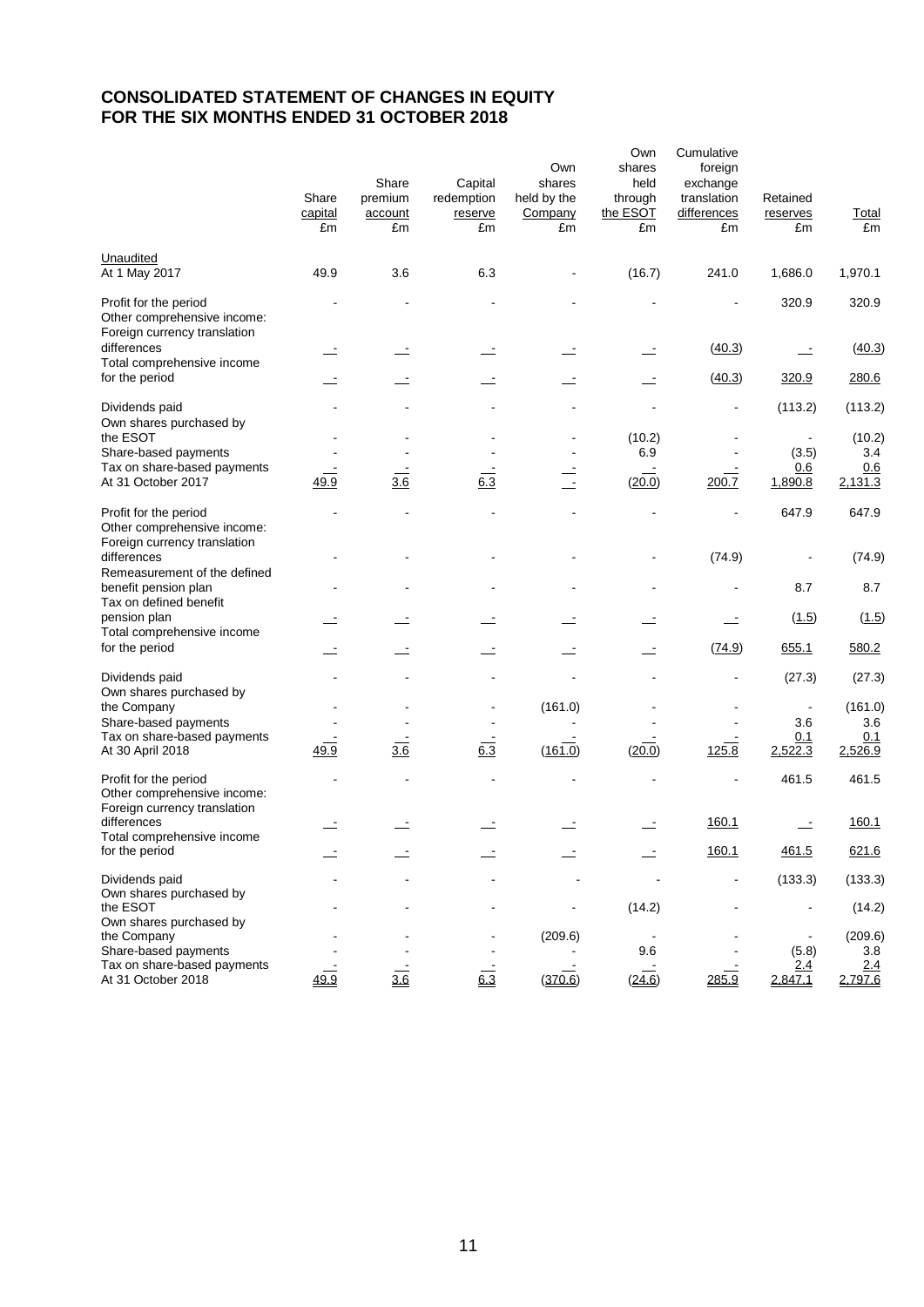# CONSOLIDATED STATEMENT OF CHANGES IN EQUITY
# FOR THE SIX MONTHS ENDED 31 OCTOBER 2018

| | Share capital £m | Share premium account £m | Capital redemption reserve £m | Own shares held by the Company £m | Own shares held through the ESOT £m | Cumulative foreign exchange translation differences £m | Retained reserves £m | Total £m |
|---|---|---|---|---|---|---|---|---|
| Unaudited | | | | | | | | |
| At 1 May 2017 | 49.9 | 3.6 | 6.3 | - | (16.7) | 241.0 | 1,686.0 | 1,970.1 |
| Profit for the period | - | - | - | - | - | - | 320.9 | 320.9 |
| Other comprehensive income: | | | | | | | | |
| Foreign currency translation differences | - | - | - | - | - | (40.3) | - | (40.3) |
| Total comprehensive income for the period | - | - | - | - | - | (40.3) | 320.9 | 280.6 |
| Dividends paid | - | - | - | - | - | - | (113.2) | (113.2) |
| Own shares purchased by the ESOT | - | - | - | - | (10.2) | - | - | (10.2) |
| Share-based payments | - | - | - | - | 6.9 | - | (3.5) | 3.4 |
| Tax on share-based payments | - | - | - | - | - | - | 0.6 | 0.6 |
| At 31 October 2017 | 49.9 | 3.6 | 6.3 | - | (20.0) | 200.7 | 1,890.8 | 2,131.3 |
| Profit for the period | - | - | - | - | - | - | 647.9 | 647.9 |
| Other comprehensive income: | | | | | | | | |
| Foreign currency translation differences | - | - | - | - | - | (74.9) | - | (74.9) |
| Remeasurement of the defined benefit pension plan | - | - | - | - | - | - | 8.7 | 8.7 |
| Tax on defined benefit pension plan | - | - | - | - | - | - | (1.5) | (1.5) |
| Total comprehensive income for the period | - | - | - | - | - | (74.9) | 655.1 | 580.2 |
| Dividends paid | - | - | - | - | - | - | (27.3) | (27.3) |
| Own shares purchased by the Company | - | - | - | (161.0) | - | - | - | (161.0) |
| Share-based payments | - | - | - | - | - | - | 3.6 | 3.6 |
| Tax on share-based payments | - | - | - | - | - | - | 0.1 | 0.1 |
| At 30 April 2018 | 49.9 | 3.6 | 6.3 | (161.0) | (20.0) | 125.8 | 2,522.3 | 2,526.9 |
| Profit for the period | - | - | - | - | - | - | 461.5 | 461.5 |
| Other comprehensive income: | | | | | | | | |
| Foreign currency translation differences | - | - | - | - | - | 160.1 | - | 160.1 |
| Total comprehensive income for the period | - | - | - | - | - | 160.1 | 461.5 | 621.6 |
| Dividends paid | - | - | - | - | - | - | (133.3) | (133.3) |
| Own shares purchased by the ESOT | - | - | - | - | (14.2) | - | - | (14.2) |
| Own shares purchased by the Company | - | - | - | (209.6) | - | - | - | (209.6) |
| Share-based payments | - | - | - | - | 9.6 | - | (5.8) | 3.8 |
| Tax on share-based payments | - | - | - | - | - | - | 2.4 | 2.4 |
| At 31 October 2018 | 49.9 | 3.6 | 6.3 | (370.6) | (24.6) | 285.9 | 2,847.1 | 2,797.6 |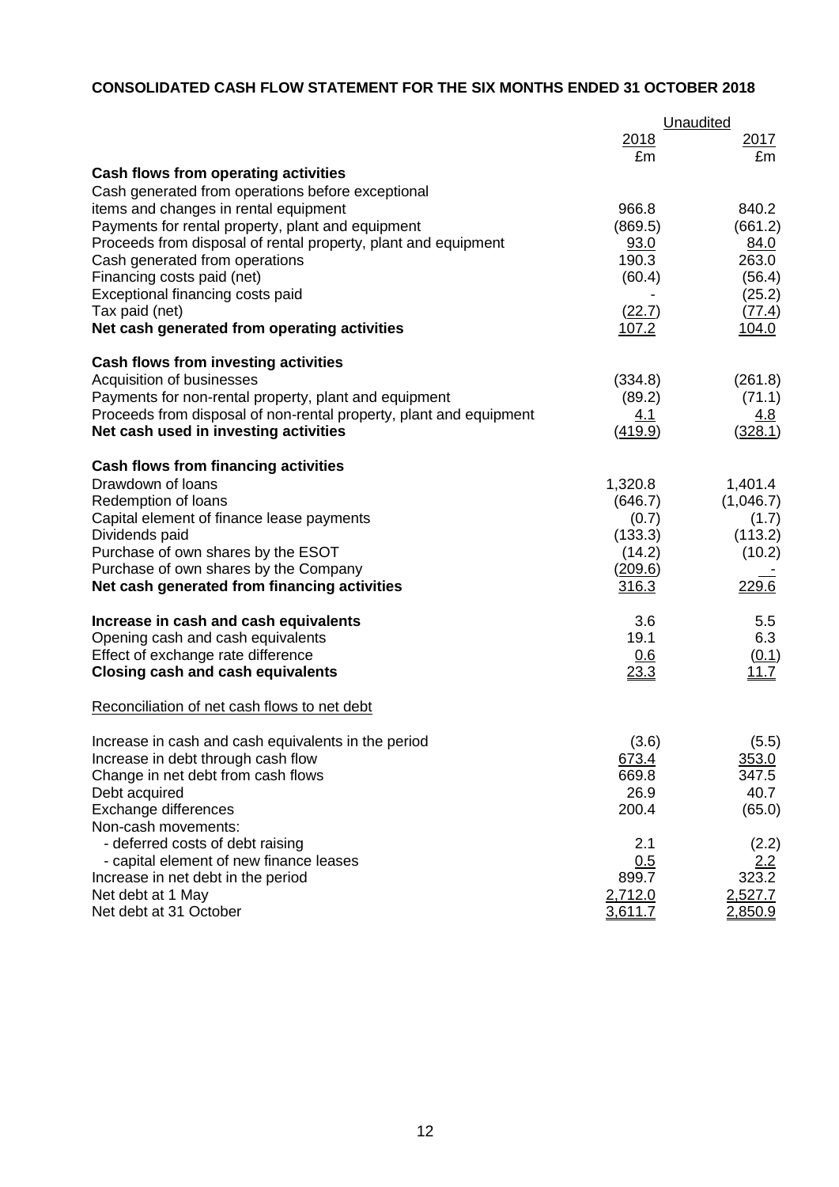## CONSOLIDATED CASH FLOW STATEMENT FOR THE SIX MONTHS ENDED 31 OCTOBER 2018

| | Unaudited | |
|---|---|---|
| | 2018 | 2017 |
| | £m | £m |
| **Cash flows from operating activities** | | |
| Cash generated from operations before exceptional items and changes in rental equipment | 966.8 | 840.2 |
| Payments for rental property, plant and equipment | (869.5) | (661.2) |
| Proceeds from disposal of rental property, plant and equipment | 93.0 | 84.0 |
| Cash generated from operations | 190.3 | 263.0 |
| Financing costs paid (net) | (60.4) | (56.4) |
| Exceptional financing costs paid | - | (25.2) |
| Tax paid (net) | (22.7) | (77.4) |
| **Net cash generated from operating activities** | 107.2 | 104.0 |
| | | |
| **Cash flows from investing activities** | | |
| Acquisition of businesses | (334.8) | (261.8) |
| Payments for non-rental property, plant and equipment | (89.2) | (71.1) |
| Proceeds from disposal of non-rental property, plant and equipment | 4.1 | 4.8 |
| **Net cash used in investing activities** | (419.9) | (328.1) |
| | | |
| **Cash flows from financing activities** | | |
| Drawdown of loans | 1,320.8 | 1,401.4 |
| Redemption of loans | (646.7) | (1,046.7) |
| Capital element of finance lease payments | (0.7) | (1.7) |
| Dividends paid | (133.3) | (113.2) |
| Purchase of own shares by the ESOT | (14.2) | (10.2) |
| Purchase of own shares by the Company | (209.6) | - |
| **Net cash generated from financing activities** | 316.3 | 229.6 |
| | | |
| **Increase in cash and cash equivalents** | 3.6 | 5.5 |
| Opening cash and cash equivalents | 19.1 | 6.3 |
| Effect of exchange rate difference | 0.6 | (0.1) |
| **Closing cash and cash equivalents** | 23.3 | 11.7 |

Reconciliation of net cash flows to net debt

| | 2018 | 2017 |
|---|---|---|
| Increase in cash and cash equivalents in the period | (3.6) | (5.5) |
| Increase in debt through cash flow | 673.4 | 353.0 |
| Change in net debt from cash flows | 669.8 | 347.5 |
| Debt acquired | 26.9 | 40.7 |
| Exchange differences | 200.4 | (65.0) |
| Non-cash movements: | | |
| - deferred costs of debt raising | 2.1 | (2.2) |
| - capital element of new finance leases | 0.5 | 2.2 |
| Increase in net debt in the period | 899.7 | 323.2 |
| Net debt at 1 May | 2,712.0 | 2,527.7 |
| Net debt at 31 October | 3,611.7 | 2,850.9 |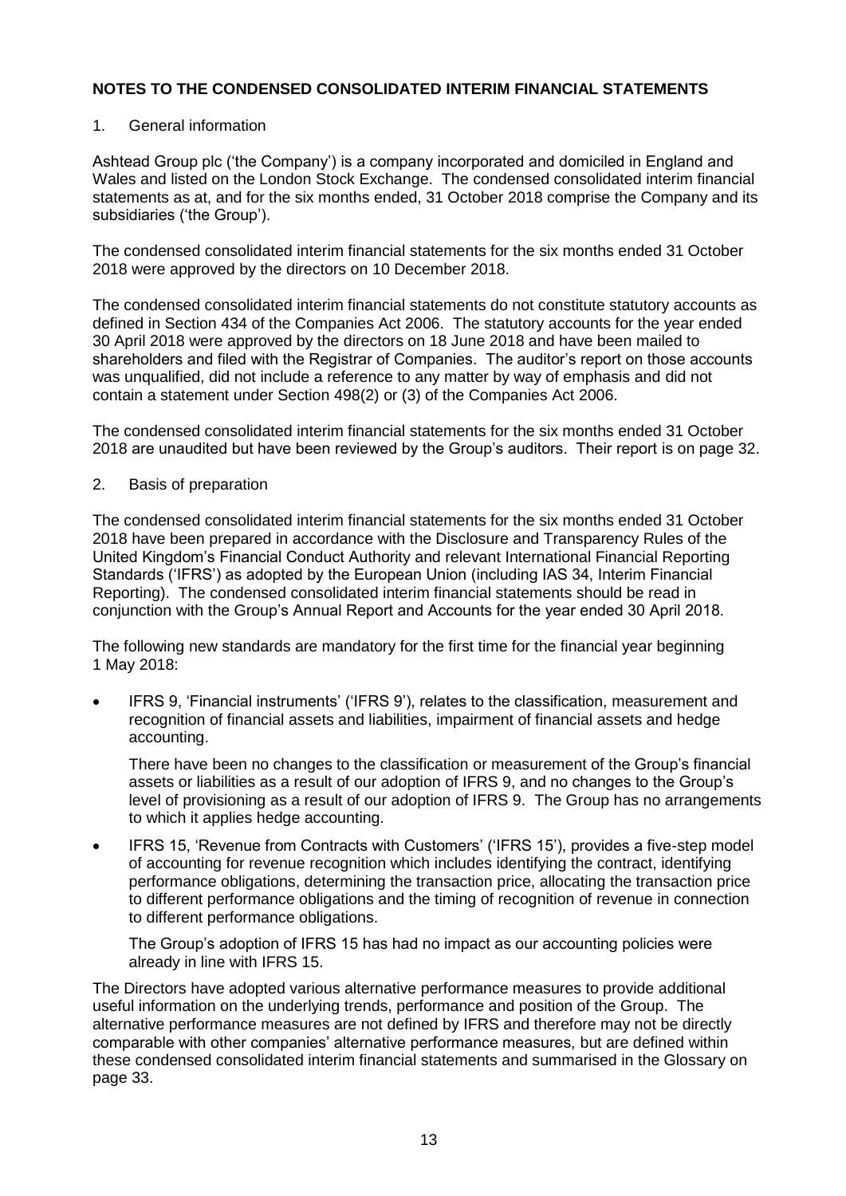## NOTES TO THE CONDENSED CONSOLIDATED INTERIM FINANCIAL STATEMENTS

1. General information

Ashtead Group plc ('the Company') is a company incorporated and domiciled in England and Wales and listed on the London Stock Exchange. The condensed consolidated interim financial statements as at, and for the six months ended, 31 October 2018 comprise the Company and its subsidiaries ('the Group').

The condensed consolidated interim financial statements for the six months ended 31 October 2018 were approved by the directors on 10 December 2018.

The condensed consolidated interim financial statements do not constitute statutory accounts as defined in Section 434 of the Companies Act 2006. The statutory accounts for the year ended 30 April 2018 were approved by the directors on 18 June 2018 and have been mailed to shareholders and filed with the Registrar of Companies. The auditor's report on those accounts was unqualified, did not include a reference to any matter by way of emphasis and did not contain a statement under Section 498(2) or (3) of the Companies Act 2006.

The condensed consolidated interim financial statements for the six months ended 31 October 2018 are unaudited but have been reviewed by the Group's auditors. Their report is on page 32.

2. Basis of preparation

The condensed consolidated interim financial statements for the six months ended 31 October 2018 have been prepared in accordance with the Disclosure and Transparency Rules of the United Kingdom's Financial Conduct Authority and relevant International Financial Reporting Standards ('IFRS') as adopted by the European Union (including IAS 34, Interim Financial Reporting). The condensed consolidated interim financial statements should be read in conjunction with the Group's Annual Report and Accounts for the year ended 30 April 2018.

The following new standards are mandatory for the first time for the financial year beginning 1 May 2018:

- IFRS 9, 'Financial instruments' ('IFRS 9'), relates to the classification, measurement and recognition of financial assets and liabilities, impairment of financial assets and hedge accounting.

  There have been no changes to the classification or measurement of the Group's financial assets or liabilities as a result of our adoption of IFRS 9, and no changes to the Group's level of provisioning as a result of our adoption of IFRS 9. The Group has no arrangements to which it applies hedge accounting.

- IFRS 15, 'Revenue from Contracts with Customers' ('IFRS 15'), provides a five-step model of accounting for revenue recognition which includes identifying the contract, identifying performance obligations, determining the transaction price, allocating the transaction price to different performance obligations and the timing of recognition of revenue in connection to different performance obligations.

  The Group's adoption of IFRS 15 has had no impact as our accounting policies were already in line with IFRS 15.

The Directors have adopted various alternative performance measures to provide additional useful information on the underlying trends, performance and position of the Group. The alternative performance measures are not defined by IFRS and therefore may not be directly comparable with other companies' alternative performance measures, but are defined within these condensed consolidated interim financial statements and summarised in the Glossary on page 33.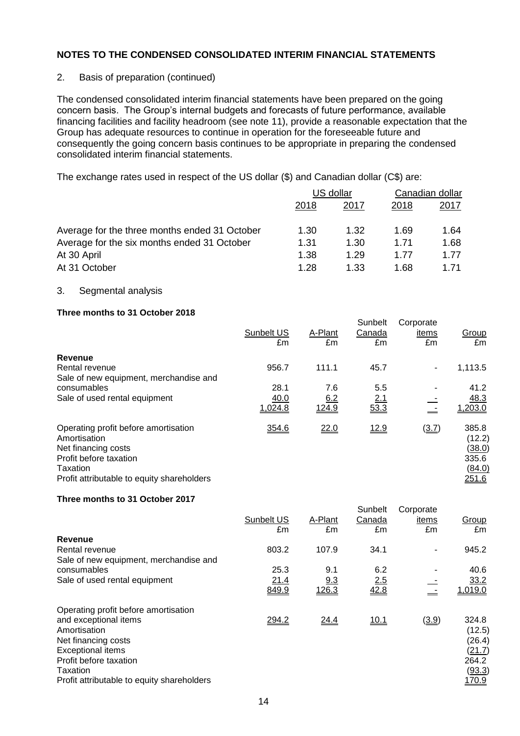## NOTES TO THE CONDENSED CONSOLIDATED INTERIM FINANCIAL STATEMENTS

2. Basis of preparation (continued)

The condensed consolidated interim financial statements have been prepared on the going concern basis. The Group's internal budgets and forecasts of future performance, available financing facilities and facility headroom (see note 11), provide a reasonable expectation that the Group has adequate resources to continue in operation for the foreseeable future and consequently the going concern basis continues to be appropriate in preparing the condensed consolidated interim financial statements.

The exchange rates used in respect of the US dollar ($) and Canadian dollar (C$) are:

| | US dollar | | Canadian dollar | |
|---|---|---|---|---|
| | 2018 | 2017 | 2018 | 2017 |
| Average for the three months ended 31 October | 1.30 | 1.32 | 1.69 | 1.64 |
| Average for the six months ended 31 October | 1.31 | 1.30 | 1.71 | 1.68 |
| At 30 April | 1.38 | 1.29 | 1.77 | 1.77 |
| At 31 October | 1.28 | 1.33 | 1.68 | 1.71 |

3. Segmental analysis

**Three months to 31 October 2018**

| | Sunbelt US £m | A-Plant £m | Sunbelt Canada £m | Corporate items £m | Group £m |
|---|---|---|---|---|---|
| **Revenue** | | | | | |
| Rental revenue | 956.7 | 111.1 | 45.7 | - | 1,113.5 |
| Sale of new equipment, merchandise and consumables | 28.1 | 7.6 | 5.5 | - | 41.2 |
| Sale of used rental equipment | 40.0 | 6.2 | 2.1 | - | 48.3 |
| | 1,024.8 | 124.9 | 53.3 | - | 1,203.0 |
| Operating profit before amortisation | 354.6 | 22.0 | 12.9 | (3.7) | 385.8 |
| Amortisation | | | | | (12.2) |
| Net financing costs | | | | | (38.0) |
| Profit before taxation | | | | | 335.6 |
| Taxation | | | | | (84.0) |
| Profit attributable to equity shareholders | | | | | 251.6 |

**Three months to 31 October 2017**

| | Sunbelt US £m | A-Plant £m | Sunbelt Canada £m | Corporate items £m | Group £m |
|---|---|---|---|---|---|
| **Revenue** | | | | | |
| Rental revenue | 803.2 | 107.9 | 34.1 | - | 945.2 |
| Sale of new equipment, merchandise and consumables | 25.3 | 9.1 | 6.2 | - | 40.6 |
| Sale of used rental equipment | 21.4 | 9.3 | 2.5 | - | 33.2 |
| | 849.9 | 126.3 | 42.8 | - | 1,019.0 |
| Operating profit before amortisation and exceptional items | 294.2 | 24.4 | 10.1 | (3.9) | 324.8 |
| Amortisation | | | | | (12.5) |
| Net financing costs | | | | | (26.4) |
| Exceptional items | | | | | (21.7) |
| Profit before taxation | | | | | 264.2 |
| Taxation | | | | | (93.3) |
| Profit attributable to equity shareholders | | | | | 170.9 |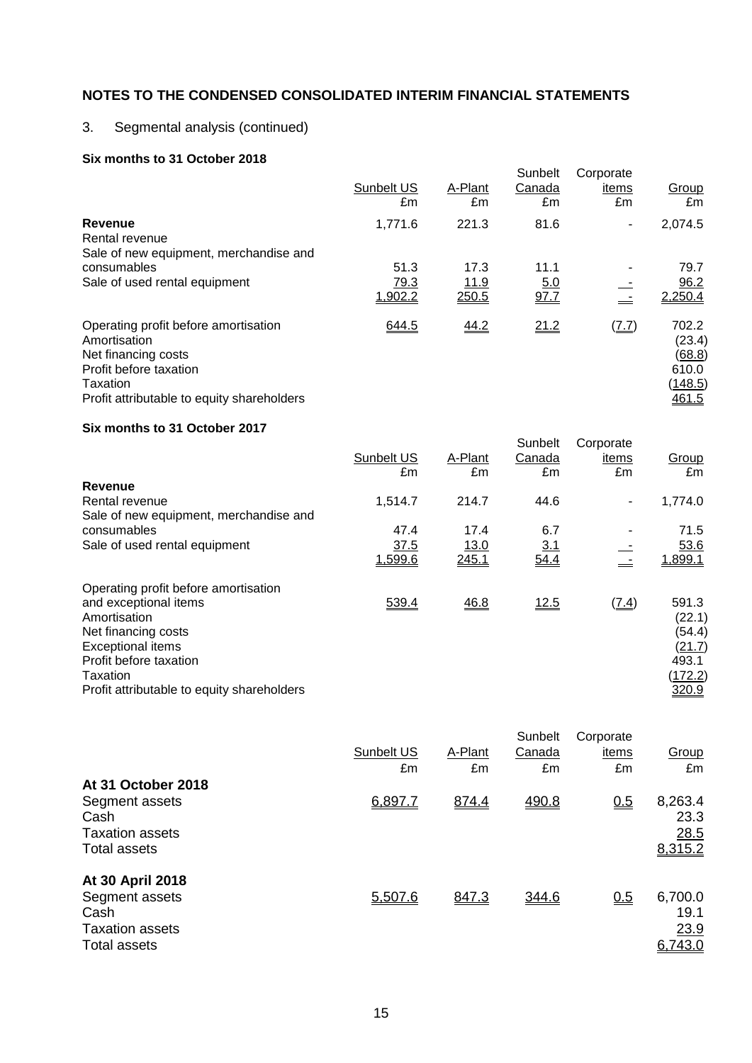## NOTES TO THE CONDENSED CONSOLIDATED INTERIM FINANCIAL STATEMENTS

3. Segmental analysis (continued)

**Six months to 31 October 2018**

| | Sunbelt US £m | A-Plant £m | Sunbelt Canada £m | Corporate items £m | Group £m |
|---|---|---|---|---|---|
| **Revenue** | | | | | |
| Rental revenue | 1,771.6 | 221.3 | 81.6 | - | 2,074.5 |
| Sale of new equipment, merchandise and consumables | 51.3 | 17.3 | 11.1 | - | 79.7 |
| Sale of used rental equipment | 79.3 | 11.9 | 5.0 | - | 96.2 |
| | 1,902.2 | 250.5 | 97.7 | - | 2,250.4 |
| Operating profit before amortisation | 644.5 | 44.2 | 21.2 | (7.7) | 702.2 |
| Amortisation | | | | | (23.4) |
| Net financing costs | | | | | (68.8) |
| Profit before taxation | | | | | 610.0 |
| Taxation | | | | | (148.5) |
| Profit attributable to equity shareholders | | | | | 461.5 |

**Six months to 31 October 2017**

| | Sunbelt US £m | A-Plant £m | Sunbelt Canada £m | Corporate items £m | Group £m |
|---|---|---|---|---|---|
| **Revenue** | | | | | |
| Rental revenue | 1,514.7 | 214.7 | 44.6 | - | 1,774.0 |
| Sale of new equipment, merchandise and consumables | 47.4 | 17.4 | 6.7 | - | 71.5 |
| Sale of used rental equipment | 37.5 | 13.0 | 3.1 | - | 53.6 |
| | 1,599.6 | 245.1 | 54.4 | - | 1,899.1 |
| Operating profit before amortisation and exceptional items | 539.4 | 46.8 | 12.5 | (7.4) | 591.3 |
| Amortisation | | | | | (22.1) |
| Net financing costs | | | | | (54.4) |
| Exceptional items | | | | | (21.7) |
| Profit before taxation | | | | | 493.1 |
| Taxation | | | | | (172.2) |
| Profit attributable to equity shareholders | | | | | 320.9 |

| | Sunbelt US £m | A-Plant £m | Sunbelt Canada £m | Corporate items £m | Group £m |
|---|---|---|---|---|---|
| **At 31 October 2018** | | | | | |
| Segment assets | 6,897.7 | 874.4 | 490.8 | 0.5 | 8,263.4 |
| Cash | | | | | 23.3 |
| Taxation assets | | | | | 28.5 |
| Total assets | | | | | 8,315.2 |
| **At 30 April 2018** | | | | | |
| Segment assets | 5,507.6 | 847.3 | 344.6 | 0.5 | 6,700.0 |
| Cash | | | | | 19.1 |
| Taxation assets | | | | | 23.9 |
| Total assets | | | | | 6,743.0 |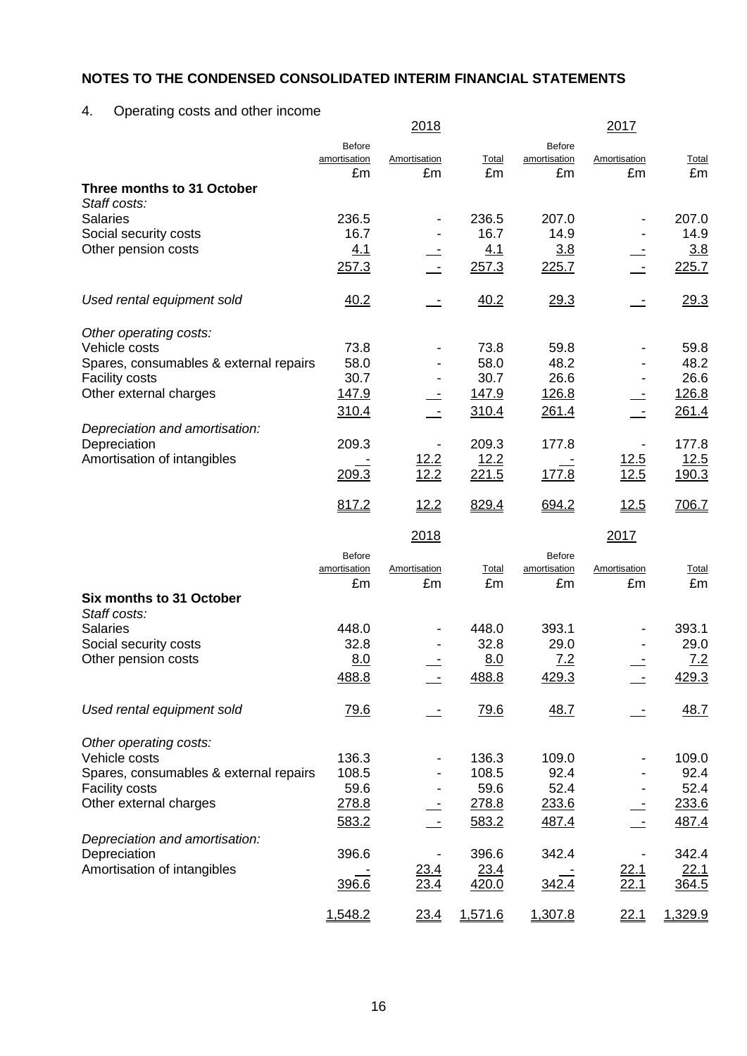## NOTES TO THE CONDENSED CONSOLIDATED INTERIM FINANCIAL STATEMENTS

### 4. Operating costs and other income

| | 2018 | | | 2017 | | |
|---|---|---|---|---|---|---|
| | Before amortisation | Amortisation | Total | Before amortisation | Amortisation | Total |
| | £m | £m | £m | £m | £m | £m |
| **Three months to 31 October** | | | | | | |
| *Staff costs:* | | | | | | |
| Salaries | 236.5 | - | 236.5 | 207.0 | - | 207.0 |
| Social security costs | 16.7 | - | 16.7 | 14.9 | - | 14.9 |
| Other pension costs | 4.1 | - | 4.1 | 3.8 | - | 3.8 |
| | 257.3 | - | 257.3 | 225.7 | - | 225.7 |
| *Used rental equipment sold* | 40.2 | - | 40.2 | 29.3 | - | 29.3 |
| *Other operating costs:* | | | | | | |
| Vehicle costs | 73.8 | - | 73.8 | 59.8 | - | 59.8 |
| Spares, consumables & external repairs | 58.0 | - | 58.0 | 48.2 | - | 48.2 |
| Facility costs | 30.7 | - | 30.7 | 26.6 | - | 26.6 |
| Other external charges | 147.9 | - | 147.9 | 126.8 | - | 126.8 |
| | 310.4 | - | 310.4 | 261.4 | - | 261.4 |
| *Depreciation and amortisation:* | | | | | | |
| Depreciation | 209.3 | - | 209.3 | 177.8 | - | 177.8 |
| Amortisation of intangibles | - | 12.2 | 12.2 | - | 12.5 | 12.5 |
| | 209.3 | 12.2 | 221.5 | 177.8 | 12.5 | 190.3 |
| | 817.2 | 12.2 | 829.4 | 694.2 | 12.5 | 706.7 |

| | 2018 | | | 2017 | | |
|---|---|---|---|---|---|---|
| | Before amortisation | Amortisation | Total | Before amortisation | Amortisation | Total |
| | £m | £m | £m | £m | £m | £m |
| **Six months to 31 October** | | | | | | |
| *Staff costs:* | | | | | | |
| Salaries | 448.0 | - | 448.0 | 393.1 | - | 393.1 |
| Social security costs | 32.8 | - | 32.8 | 29.0 | - | 29.0 |
| Other pension costs | 8.0 | - | 8.0 | 7.2 | - | 7.2 |
| | 488.8 | - | 488.8 | 429.3 | - | 429.3 |
| *Used rental equipment sold* | 79.6 | - | 79.6 | 48.7 | - | 48.7 |
| *Other operating costs:* | | | | | | |
| Vehicle costs | 136.3 | - | 136.3 | 109.0 | - | 109.0 |
| Spares, consumables & external repairs | 108.5 | - | 108.5 | 92.4 | - | 92.4 |
| Facility costs | 59.6 | - | 59.6 | 52.4 | - | 52.4 |
| Other external charges | 278.8 | - | 278.8 | 233.6 | - | 233.6 |
| | 583.2 | - | 583.2 | 487.4 | - | 487.4 |
| *Depreciation and amortisation:* | | | | | | |
| Depreciation | 396.6 | - | 396.6 | 342.4 | - | 342.4 |
| Amortisation of intangibles | - | 23.4 | 23.4 | - | 22.1 | 22.1 |
| | 396.6 | 23.4 | 420.0 | 342.4 | 22.1 | 364.5 |
| | 1,548.2 | 23.4 | 1,571.6 | 1,307.8 | 22.1 | 1,329.9 |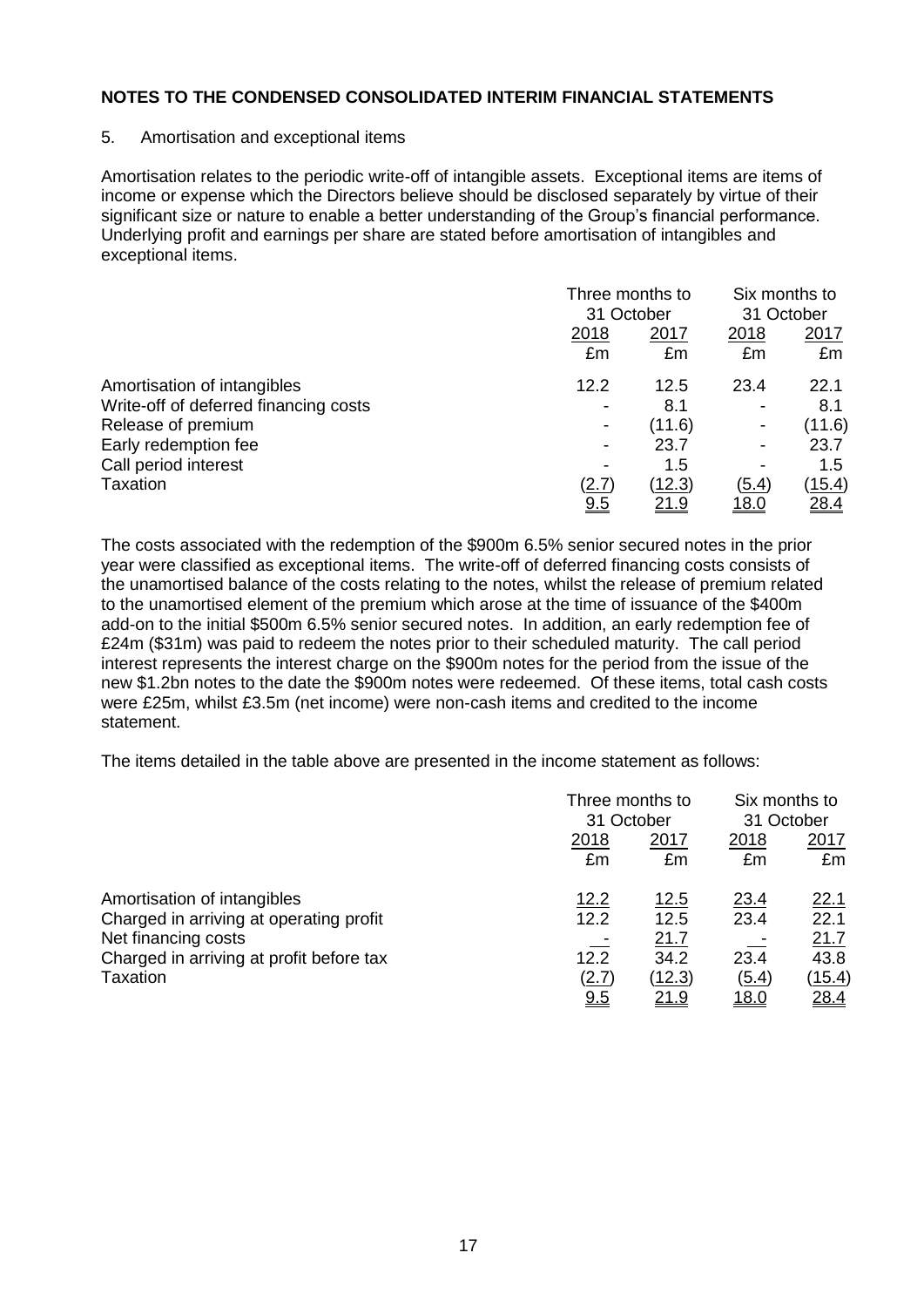## NOTES TO THE CONDENSED CONSOLIDATED INTERIM FINANCIAL STATEMENTS

5. Amortisation and exceptional items

Amortisation relates to the periodic write-off of intangible assets. Exceptional items are items of income or expense which the Directors believe should be disclosed separately by virtue of their significant size or nature to enable a better understanding of the Group's financial performance. Underlying profit and earnings per share are stated before amortisation of intangibles and exceptional items.

| | Three months to 31 October | | Six months to 31 October | |
|---|---|---|---|---|
| | 2018 | 2017 | 2018 | 2017 |
| | £m | £m | £m | £m |
| Amortisation of intangibles | 12.2 | 12.5 | 23.4 | 22.1 |
| Write-off of deferred financing costs | - | 8.1 | - | 8.1 |
| Release of premium | - | (11.6) | - | (11.6) |
| Early redemption fee | - | 23.7 | - | 23.7 |
| Call period interest | - | 1.5 | - | 1.5 |
| Taxation | (2.7) | (12.3) | (5.4) | (15.4) |
| | 9.5 | 21.9 | 18.0 | 28.4 |

The costs associated with the redemption of the $900m 6.5% senior secured notes in the prior year were classified as exceptional items. The write-off of deferred financing costs consists of the unamortised balance of the costs relating to the notes, whilst the release of premium related to the unamortised element of the premium which arose at the time of issuance of the $400m add-on to the initial $500m 6.5% senior secured notes. In addition, an early redemption fee of £24m ($31m) was paid to redeem the notes prior to their scheduled maturity. The call period interest represents the interest charge on the $900m notes for the period from the issue of the new $1.2bn notes to the date the $900m notes were redeemed. Of these items, total cash costs were £25m, whilst £3.5m (net income) were non-cash items and credited to the income statement.

The items detailed in the table above are presented in the income statement as follows:

| | Three months to 31 October | | Six months to 31 October | |
|---|---|---|---|---|
| | 2018 | 2017 | 2018 | 2017 |
| | £m | £m | £m | £m |
| Amortisation of intangibles | 12.2 | 12.5 | 23.4 | 22.1 |
| Charged in arriving at operating profit | 12.2 | 12.5 | 23.4 | 22.1 |
| Net financing costs | - | 21.7 | - | 21.7 |
| Charged in arriving at profit before tax | 12.2 | 34.2 | 23.4 | 43.8 |
| Taxation | (2.7) | (12.3) | (5.4) | (15.4) |
| | 9.5 | 21.9 | 18.0 | 28.4 |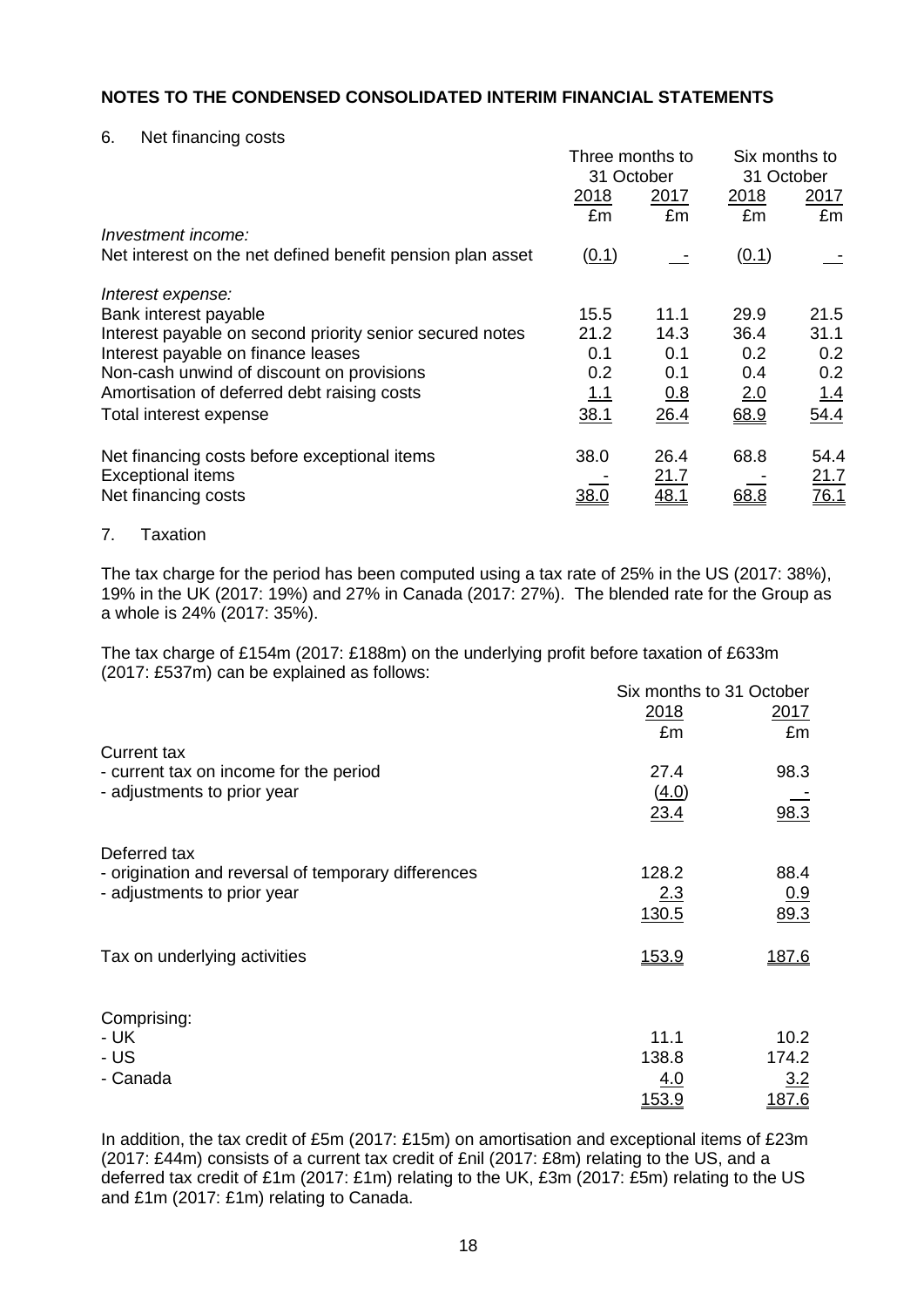## NOTES TO THE CONDENSED CONSOLIDATED INTERIM FINANCIAL STATEMENTS

6. Net financing costs

| | Three months to 31 October | | Six months to 31 October | |
|---|---|---|---|---|
| | 2018 | 2017 | 2018 | 2017 |
| | £m | £m | £m | £m |
| *Investment income:* | | | | |
| Net interest on the net defined benefit pension plan asset | (0.1) | - | (0.1) | - |
| *Interest expense:* | | | | |
| Bank interest payable | 15.5 | 11.1 | 29.9 | 21.5 |
| Interest payable on second priority senior secured notes | 21.2 | 14.3 | 36.4 | 31.1 |
| Interest payable on finance leases | 0.1 | 0.1 | 0.2 | 0.2 |
| Non-cash unwind of discount on provisions | 0.2 | 0.1 | 0.4 | 0.2 |
| Amortisation of deferred debt raising costs | 1.1 | 0.8 | 2.0 | 1.4 |
| Total interest expense | 38.1 | 26.4 | 68.9 | 54.4 |
| Net financing costs before exceptional items | 38.0 | 26.4 | 68.8 | 54.4 |
| Exceptional items | - | 21.7 | - | 21.7 |
| Net financing costs | 38.0 | 48.1 | 68.8 | 76.1 |

7. Taxation

The tax charge for the period has been computed using a tax rate of 25% in the US (2017: 38%), 19% in the UK (2017: 19%) and 27% in Canada (2017: 27%). The blended rate for the Group as a whole is 24% (2017: 35%).

The tax charge of £154m (2017: £188m) on the underlying profit before taxation of £633m (2017: £537m) can be explained as follows:

| | Six months to 31 October | |
|---|---|---|
| | 2018 | 2017 |
| | £m | £m |
| Current tax | | |
| - current tax on income for the period | 27.4 | 98.3 |
| - adjustments to prior year | (4.0) | - |
| | 23.4 | 98.3 |
| Deferred tax | | |
| - origination and reversal of temporary differences | 128.2 | 88.4 |
| - adjustments to prior year | 2.3 | 0.9 |
| | 130.5 | 89.3 |
| Tax on underlying activities | 153.9 | 187.6 |
| Comprising: | | |
| - UK | 11.1 | 10.2 |
| - US | 138.8 | 174.2 |
| - Canada | 4.0 | 3.2 |
| | 153.9 | 187.6 |

In addition, the tax credit of £5m (2017: £15m) on amortisation and exceptional items of £23m (2017: £44m) consists of a current tax credit of £nil (2017: £8m) relating to the US, and a deferred tax credit of £1m (2017: £1m) relating to the UK, £3m (2017: £5m) relating to the US and £1m (2017: £1m) relating to Canada.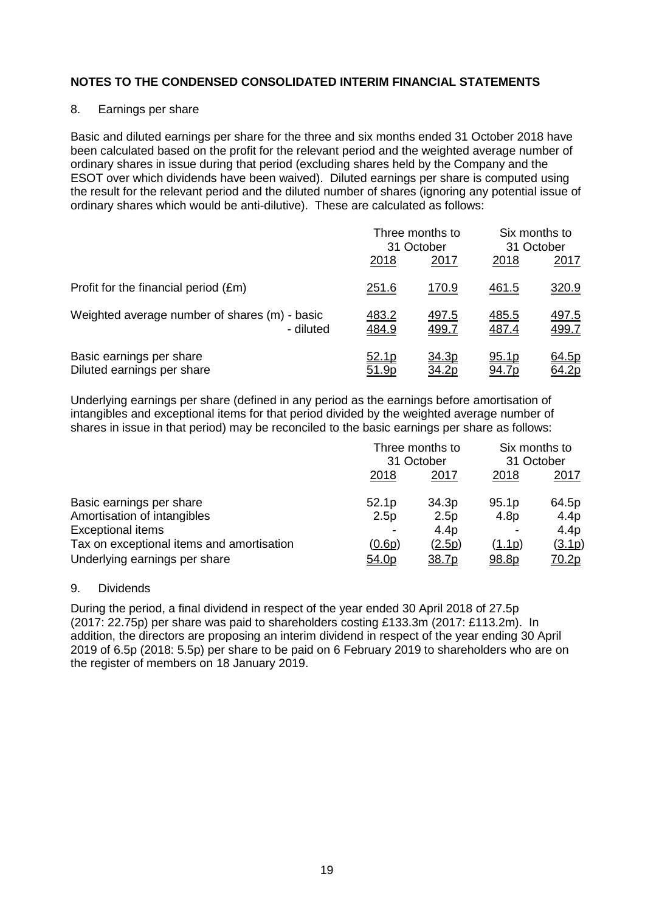## NOTES TO THE CONDENSED CONSOLIDATED INTERIM FINANCIAL STATEMENTS

8. Earnings per share

Basic and diluted earnings per share for the three and six months ended 31 October 2018 have been calculated based on the profit for the relevant period and the weighted average number of ordinary shares in issue during that period (excluding shares held by the Company and the ESOT over which dividends have been waived). Diluted earnings per share is computed using the result for the relevant period and the diluted number of shares (ignoring any potential issue of ordinary shares which would be anti-dilutive). These are calculated as follows:

| | Three months to 31 October | | Six months to 31 October | |
|---|---|---|---|---|
| | 2018 | 2017 | 2018 | 2017 |
| Profit for the financial period (£m) | 251.6 | 170.9 | 461.5 | 320.9 |
| Weighted average number of shares (m) - basic | 483.2 | 497.5 | 485.5 | 497.5 |
| - diluted | 484.9 | 499.7 | 487.4 | 499.7 |
| Basic earnings per share | 52.1p | 34.3p | 95.1p | 64.5p |
| Diluted earnings per share | 51.9p | 34.2p | 94.7p | 64.2p |

Underlying earnings per share (defined in any period as the earnings before amortisation of intangibles and exceptional items for that period divided by the weighted average number of shares in issue in that period) may be reconciled to the basic earnings per share as follows:

| | Three months to 31 October | | Six months to 31 October | |
|---|---|---|---|---|
| | 2018 | 2017 | 2018 | 2017 |
| Basic earnings per share | 52.1p | 34.3p | 95.1p | 64.5p |
| Amortisation of intangibles | 2.5p | 2.5p | 4.8p | 4.4p |
| Exceptional items | - | 4.4p | - | 4.4p |
| Tax on exceptional items and amortisation | (0.6p) | (2.5p) | (1.1p) | (3.1p) |
| Underlying earnings per share | 54.0p | 38.7p | 98.8p | 70.2p |

9. Dividends

During the period, a final dividend in respect of the year ended 30 April 2018 of 27.5p (2017: 22.75p) per share was paid to shareholders costing £133.3m (2017: £113.2m). In addition, the directors are proposing an interim dividend in respect of the year ending 30 April 2019 of 6.5p (2018: 5.5p) per share to be paid on 6 February 2019 to shareholders who are on the register of members on 18 January 2019.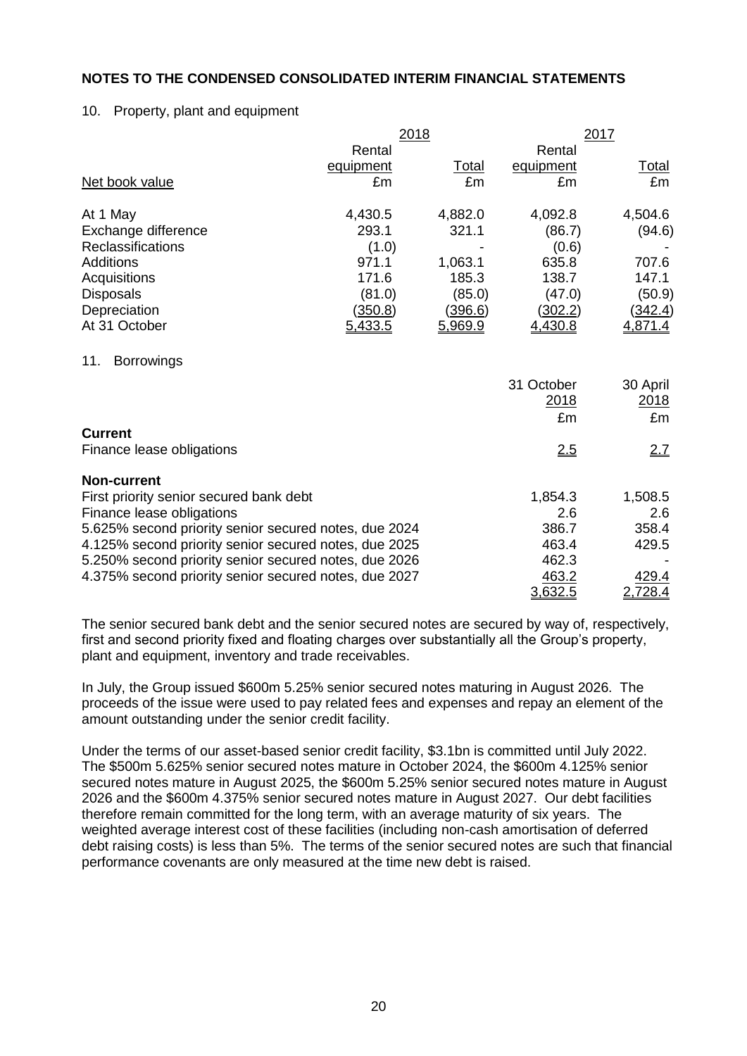## NOTES TO THE CONDENSED CONSOLIDATED INTERIM FINANCIAL STATEMENTS

### 10. Property, plant and equipment

| | 2018 | | 2017 | |
|---|---|---|---|---|
| | Rental equipment | Total | Rental equipment | Total |
| Net book value | £m | £m | £m | £m |
| At 1 May | 4,430.5 | 4,882.0 | 4,092.8 | 4,504.6 |
| Exchange difference | 293.1 | 321.1 | (86.7) | (94.6) |
| Reclassifications | (1.0) | - | (0.6) | - |
| Additions | 971.1 | 1,063.1 | 635.8 | 707.6 |
| Acquisitions | 171.6 | 185.3 | 138.7 | 147.1 |
| Disposals | (81.0) | (85.0) | (47.0) | (50.9) |
| Depreciation | (350.8) | (396.6) | (302.2) | (342.4) |
| At 31 October | 5,433.5 | 5,969.9 | 4,430.8 | 4,871.4 |

### 11. Borrowings

| | 31 October 2018 | 30 April 2018 |
|---|---|---|
| | £m | £m |
| **Current** | | |
| Finance lease obligations | 2.5 | 2.7 |
| **Non-current** | | |
| First priority senior secured bank debt | 1,854.3 | 1,508.5 |
| Finance lease obligations | 2.6 | 2.6 |
| 5.625% second priority senior secured notes, due 2024 | 386.7 | 358.4 |
| 4.125% second priority senior secured notes, due 2025 | 463.4 | 429.5 |
| 5.250% second priority senior secured notes, due 2026 | 462.3 | - |
| 4.375% second priority senior secured notes, due 2027 | 463.2 | 429.4 |
| | 3,632.5 | 2,728.4 |

The senior secured bank debt and the senior secured notes are secured by way of, respectively, first and second priority fixed and floating charges over substantially all the Group's property, plant and equipment, inventory and trade receivables.

In July, the Group issued $600m 5.25% senior secured notes maturing in August 2026. The proceeds of the issue were used to pay related fees and expenses and repay an element of the amount outstanding under the senior credit facility.

Under the terms of our asset-based senior credit facility, $3.1bn is committed until July 2022. The $500m 5.625% senior secured notes mature in October 2024, the $600m 4.125% senior secured notes mature in August 2025, the $600m 5.25% senior secured notes mature in August 2026 and the $600m 4.375% senior secured notes mature in August 2027. Our debt facilities therefore remain committed for the long term, with an average maturity of six years. The weighted average interest cost of these facilities (including non-cash amortisation of deferred debt raising costs) is less than 5%. The terms of the senior secured notes are such that financial performance covenants are only measured at the time new debt is raised.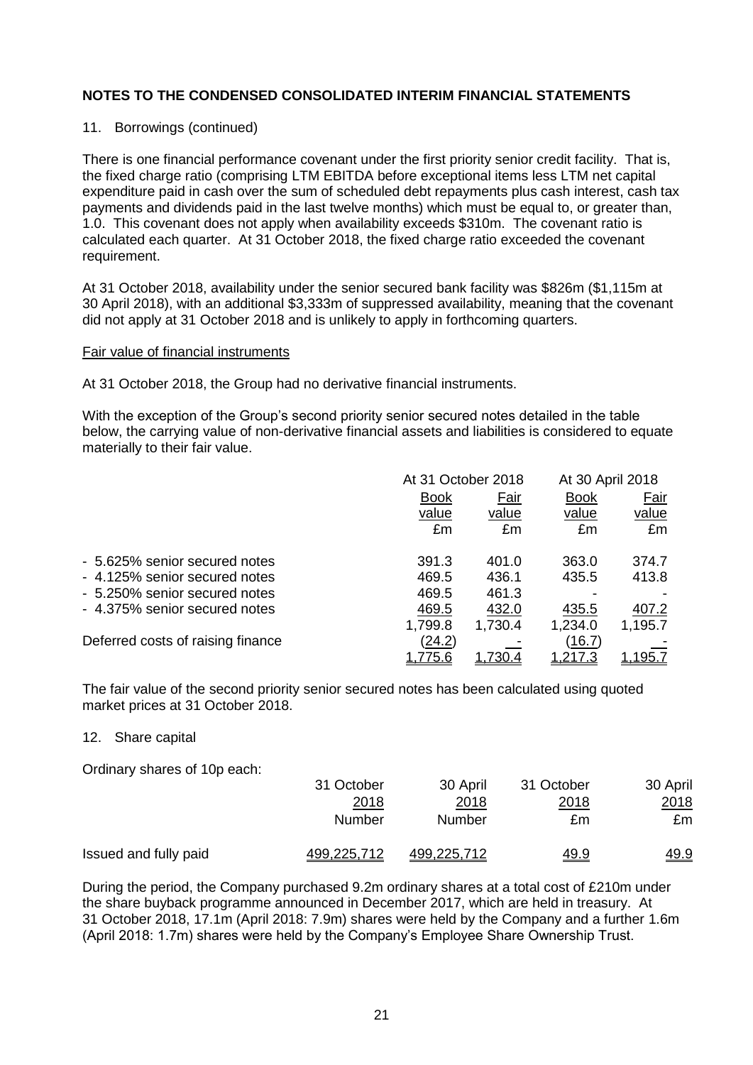**NOTES TO THE CONDENSED CONSOLIDATED INTERIM FINANCIAL STATEMENTS**

11. Borrowings (continued)

There is one financial performance covenant under the first priority senior credit facility. That is, the fixed charge ratio (comprising LTM EBITDA before exceptional items less LTM net capital expenditure paid in cash over the sum of scheduled debt repayments plus cash interest, cash tax payments and dividends paid in the last twelve months) which must be equal to, or greater than, 1.0. This covenant does not apply when availability exceeds \$310m. The covenant ratio is calculated each quarter. At 31 October 2018, the fixed charge ratio exceeded the covenant requirement.

At 31 October 2018, availability under the senior secured bank facility was \$826m (\$1,115m at 30 April 2018), with an additional \$3,333m of suppressed availability, meaning that the covenant did not apply at 31 October 2018 and is unlikely to apply in forthcoming quarters.

Fair value of financial instruments

At 31 October 2018, the Group had no derivative financial instruments.

With the exception of the Group's second priority senior secured notes detailed in the table below, the carrying value of non-derivative financial assets and liabilities is considered to equate materially to their fair value.

| | At 31 October 2018 | | At 30 April 2018 | |
|---|---|---|---|---|
| | Book value £m | Fair value £m | Book value £m | Fair value £m |
| - 5.625% senior secured notes | 391.3 | 401.0 | 363.0 | 374.7 |
| - 4.125% senior secured notes | 469.5 | 436.1 | 435.5 | 413.8 |
| - 5.250% senior secured notes | 469.5 | 461.3 | - | - |
| - 4.375% senior secured notes | 469.5 | 432.0 | 435.5 | 407.2 |
| | 1,799.8 | 1,730.4 | 1,234.0 | 1,195.7 |
| Deferred costs of raising finance | (24.2) | - | (16.7) | - |
| | 1,775.6 | 1,730.4 | 1,217.3 | 1,195.7 |

The fair value of the second priority senior secured notes has been calculated using quoted market prices at 31 October 2018.

12. Share capital

Ordinary shares of 10p each:

| | 31 October 2018 Number | 30 April 2018 Number | 31 October 2018 £m | 30 April 2018 £m |
|---|---|---|---|---|
| Issued and fully paid | 499,225,712 | 499,225,712 | 49.9 | 49.9 |

During the period, the Company purchased 9.2m ordinary shares at a total cost of £210m under the share buyback programme announced in December 2017, which are held in treasury. At 31 October 2018, 17.1m (April 2018: 7.9m) shares were held by the Company and a further 1.6m (April 2018: 1.7m) shares were held by the Company's Employee Share Ownership Trust.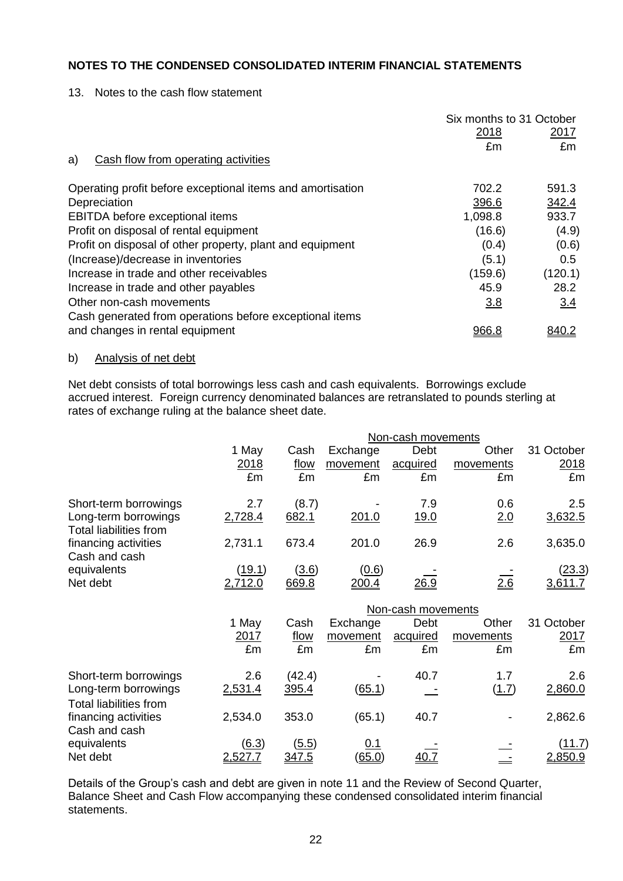## NOTES TO THE CONDENSED CONSOLIDATED INTERIM FINANCIAL STATEMENTS

13. Notes to the cash flow statement

| | Six months to 31 October 2018 | |
|---|---|---|
| | 2018 | 2017 |
| | £m | £m |
| a) Cash flow from operating activities | | |
| Operating profit before exceptional items and amortisation | 702.2 | 591.3 |
| Depreciation | 396.6 | 342.4 |
| EBITDA before exceptional items | 1,098.8 | 933.7 |
| Profit on disposal of rental equipment | (16.6) | (4.9) |
| Profit on disposal of other property, plant and equipment | (0.4) | (0.6) |
| (Increase)/decrease in inventories | (5.1) | 0.5 |
| Increase in trade and other receivables | (159.6) | (120.1) |
| Increase in trade and other payables | 45.9 | 28.2 |
| Other non-cash movements | 3.8 | 3.4 |
| Cash generated from operations before exceptional items and changes in rental equipment | 966.8 | 840.2 |

b) Analysis of net debt

Net debt consists of total borrowings less cash and cash equivalents. Borrowings exclude accrued interest. Foreign currency denominated balances are retranslated to pounds sterling at rates of exchange ruling at the balance sheet date.

| | | | Non-cash movements | | | |
|---|---|---|---|---|---|---|
| | 1 May 2018 | Cash flow | Exchange movement | Debt acquired | Other movements | 31 October 2018 |
| | £m | £m | £m | £m | £m | £m |
| Short-term borrowings | 2.7 | (8.7) | - | 7.9 | 0.6 | 2.5 |
| Long-term borrowings | 2,728.4 | 682.1 | 201.0 | 19.0 | 2.0 | 3,632.5 |
| Total liabilities from financing activities | 2,731.1 | 673.4 | 201.0 | 26.9 | 2.6 | 3,635.0 |
| Cash and cash equivalents | (19.1) | (3.6) | (0.6) | - | - | (23.3) |
| Net debt | 2,712.0 | 669.8 | 200.4 | 26.9 | 2.6 | 3,611.7 |

| | | | Non-cash movements | | | |
|---|---|---|---|---|---|---|
| | 1 May 2017 | Cash flow | Exchange movement | Debt acquired | Other movements | 31 October 2017 |
| | £m | £m | £m | £m | £m | £m |
| Short-term borrowings | 2.6 | (42.4) | - | 40.7 | 1.7 | 2.6 |
| Long-term borrowings | 2,531.4 | 395.4 | (65.1) | - | (1.7) | 2,860.0 |
| Total liabilities from financing activities | 2,534.0 | 353.0 | (65.1) | 40.7 | - | 2,862.6 |
| Cash and cash equivalents | (6.3) | (5.5) | 0.1 | - | - | (11.7) |
| Net debt | 2,527.7 | 347.5 | (65.0) | 40.7 | - | 2,850.9 |

Details of the Group's cash and debt are given in note 11 and the Review of Second Quarter, Balance Sheet and Cash Flow accompanying these condensed consolidated interim financial statements.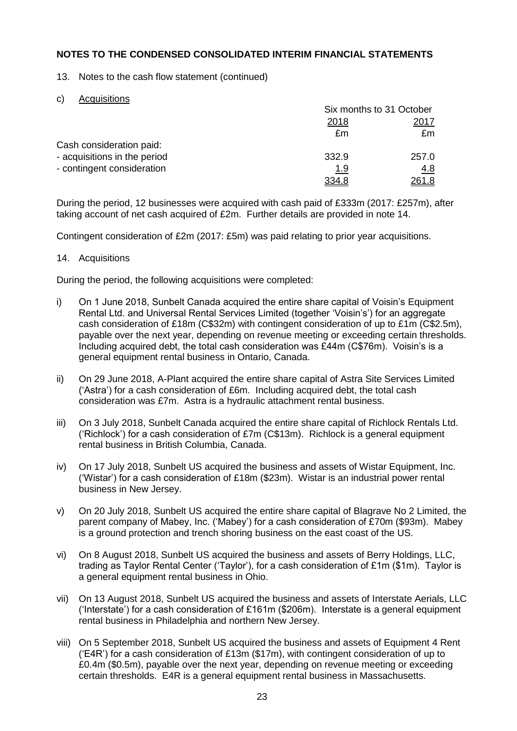## NOTES TO THE CONDENSED CONSOLIDATED INTERIM FINANCIAL STATEMENTS

13. Notes to the cash flow statement (continued)

c) Acquisitions

| | Six months to 31 October | |
|---|---|---|
| | 2018 | 2017 |
| | £m | £m |
| Cash consideration paid: | | |
| - acquisitions in the period | 332.9 | 257.0 |
| - contingent consideration | 1.9 | 4.8 |
| | 334.8 | 261.8 |

During the period, 12 businesses were acquired with cash paid of £333m (2017: £257m), after taking account of net cash acquired of £2m. Further details are provided in note 14.

Contingent consideration of £2m (2017: £5m) was paid relating to prior year acquisitions.

14. Acquisitions

During the period, the following acquisitions were completed:

i) On 1 June 2018, Sunbelt Canada acquired the entire share capital of Voisin's Equipment Rental Ltd. and Universal Rental Services Limited (together 'Voisin's') for an aggregate cash consideration of £18m (C$32m) with contingent consideration of up to £1m (C$2.5m), payable over the next year, depending on revenue meeting or exceeding certain thresholds. Including acquired debt, the total cash consideration was £44m (C$76m). Voisin's is a general equipment rental business in Ontario, Canada.

ii) On 29 June 2018, A-Plant acquired the entire share capital of Astra Site Services Limited ('Astra') for a cash consideration of £6m. Including acquired debt, the total cash consideration was £7m. Astra is a hydraulic attachment rental business.

iii) On 3 July 2018, Sunbelt Canada acquired the entire share capital of Richlock Rentals Ltd. ('Richlock') for a cash consideration of £7m (C$13m). Richlock is a general equipment rental business in British Columbia, Canada.

iv) On 17 July 2018, Sunbelt US acquired the business and assets of Wistar Equipment, Inc. ('Wistar') for a cash consideration of £18m ($23m). Wistar is an industrial power rental business in New Jersey.

v) On 20 July 2018, Sunbelt US acquired the entire share capital of Blagrave No 2 Limited, the parent company of Mabey, Inc. ('Mabey') for a cash consideration of £70m ($93m). Mabey is a ground protection and trench shoring business on the east coast of the US.

vi) On 8 August 2018, Sunbelt US acquired the business and assets of Berry Holdings, LLC, trading as Taylor Rental Center ('Taylor'), for a cash consideration of £1m ($1m). Taylor is a general equipment rental business in Ohio.

vii) On 13 August 2018, Sunbelt US acquired the business and assets of Interstate Aerials, LLC ('Interstate') for a cash consideration of £161m ($206m). Interstate is a general equipment rental business in Philadelphia and northern New Jersey.

viii) On 5 September 2018, Sunbelt US acquired the business and assets of Equipment 4 Rent ('E4R') for a cash consideration of £13m ($17m), with contingent consideration of up to £0.4m ($0.5m), payable over the next year, depending on revenue meeting or exceeding certain thresholds. E4R is a general equipment rental business in Massachusetts.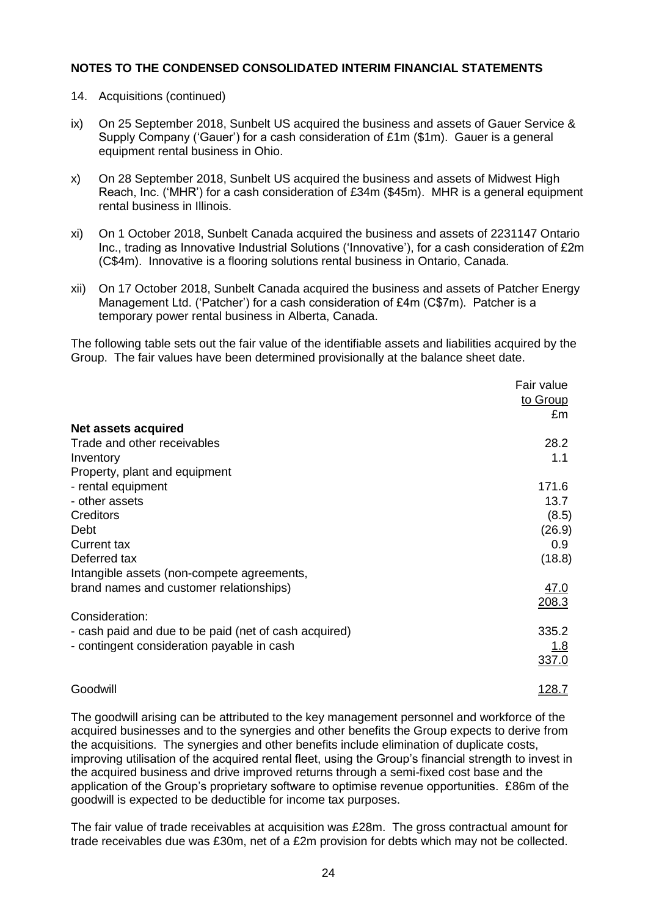**NOTES TO THE CONDENSED CONSOLIDATED INTERIM FINANCIAL STATEMENTS**

14. Acquisitions (continued)

ix) On 25 September 2018, Sunbelt US acquired the business and assets of Gauer Service & Supply Company ('Gauer') for a cash consideration of £1m ($1m). Gauer is a general equipment rental business in Ohio.

x) On 28 September 2018, Sunbelt US acquired the business and assets of Midwest High Reach, Inc. ('MHR') for a cash consideration of £34m ($45m). MHR is a general equipment rental business in Illinois.

xi) On 1 October 2018, Sunbelt Canada acquired the business and assets of 2231147 Ontario Inc., trading as Innovative Industrial Solutions ('Innovative'), for a cash consideration of £2m (C$4m). Innovative is a flooring solutions rental business in Ontario, Canada.

xii) On 17 October 2018, Sunbelt Canada acquired the business and assets of Patcher Energy Management Ltd. ('Patcher') for a cash consideration of £4m (C$7m). Patcher is a temporary power rental business in Alberta, Canada.

The following table sets out the fair value of the identifiable assets and liabilities acquired by the Group. The fair values have been determined provisionally at the balance sheet date.

| | Fair value to Group £m |
|---|---|
| **Net assets acquired** | |
| Trade and other receivables | 28.2 |
| Inventory | 1.1 |
| Property, plant and equipment | |
| - rental equipment | 171.6 |
| - other assets | 13.7 |
| Creditors | (8.5) |
| Debt | (26.9) |
| Current tax | 0.9 |
| Deferred tax | (18.8) |
| Intangible assets (non-compete agreements, brand names and customer relationships) | 47.0 |
| | 208.3 |
| Consideration: | |
| - cash paid and due to be paid (net of cash acquired) | 335.2 |
| - contingent consideration payable in cash | 1.8 |
| | 337.0 |
| Goodwill | 128.7 |

The goodwill arising can be attributed to the key management personnel and workforce of the acquired businesses and to the synergies and other benefits the Group expects to derive from the acquisitions. The synergies and other benefits include elimination of duplicate costs, improving utilisation of the acquired rental fleet, using the Group's financial strength to invest in the acquired business and drive improved returns through a semi-fixed cost base and the application of the Group's proprietary software to optimise revenue opportunities. £86m of the goodwill is expected to be deductible for income tax purposes.

The fair value of trade receivables at acquisition was £28m. The gross contractual amount for trade receivables due was £30m, net of a £2m provision for debts which may not be collected.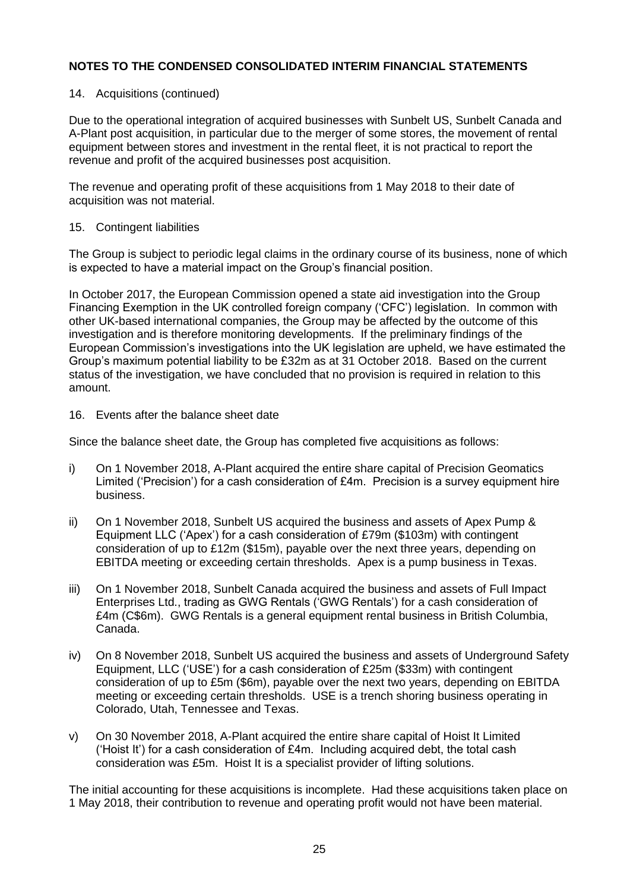**NOTES TO THE CONDENSED CONSOLIDATED INTERIM FINANCIAL STATEMENTS**

14. Acquisitions (continued)

Due to the operational integration of acquired businesses with Sunbelt US, Sunbelt Canada and A-Plant post acquisition, in particular due to the merger of some stores, the movement of rental equipment between stores and investment in the rental fleet, it is not practical to report the revenue and profit of the acquired businesses post acquisition.

The revenue and operating profit of these acquisitions from 1 May 2018 to their date of acquisition was not material.

15. Contingent liabilities

The Group is subject to periodic legal claims in the ordinary course of its business, none of which is expected to have a material impact on the Group's financial position.

In October 2017, the European Commission opened a state aid investigation into the Group Financing Exemption in the UK controlled foreign company ('CFC') legislation. In common with other UK-based international companies, the Group may be affected by the outcome of this investigation and is therefore monitoring developments. If the preliminary findings of the European Commission's investigations into the UK legislation are upheld, we have estimated the Group's maximum potential liability to be £32m as at 31 October 2018. Based on the current status of the investigation, we have concluded that no provision is required in relation to this amount.

16. Events after the balance sheet date

Since the balance sheet date, the Group has completed five acquisitions as follows:

i) On 1 November 2018, A-Plant acquired the entire share capital of Precision Geomatics Limited ('Precision') for a cash consideration of £4m. Precision is a survey equipment hire business.

ii) On 1 November 2018, Sunbelt US acquired the business and assets of Apex Pump & Equipment LLC ('Apex') for a cash consideration of £79m ($103m) with contingent consideration of up to £12m ($15m), payable over the next three years, depending on EBITDA meeting or exceeding certain thresholds. Apex is a pump business in Texas.

iii) On 1 November 2018, Sunbelt Canada acquired the business and assets of Full Impact Enterprises Ltd., trading as GWG Rentals ('GWG Rentals') for a cash consideration of £4m (C$6m). GWG Rentals is a general equipment rental business in British Columbia, Canada.

iv) On 8 November 2018, Sunbelt US acquired the business and assets of Underground Safety Equipment, LLC ('USE') for a cash consideration of £25m ($33m) with contingent consideration of up to £5m ($6m), payable over the next two years, depending on EBITDA meeting or exceeding certain thresholds. USE is a trench shoring business operating in Colorado, Utah, Tennessee and Texas.

v) On 30 November 2018, A-Plant acquired the entire share capital of Hoist It Limited ('Hoist It') for a cash consideration of £4m. Including acquired debt, the total cash consideration was £5m. Hoist It is a specialist provider of lifting solutions.

The initial accounting for these acquisitions is incomplete. Had these acquisitions taken place on 1 May 2018, their contribution to revenue and operating profit would not have been material.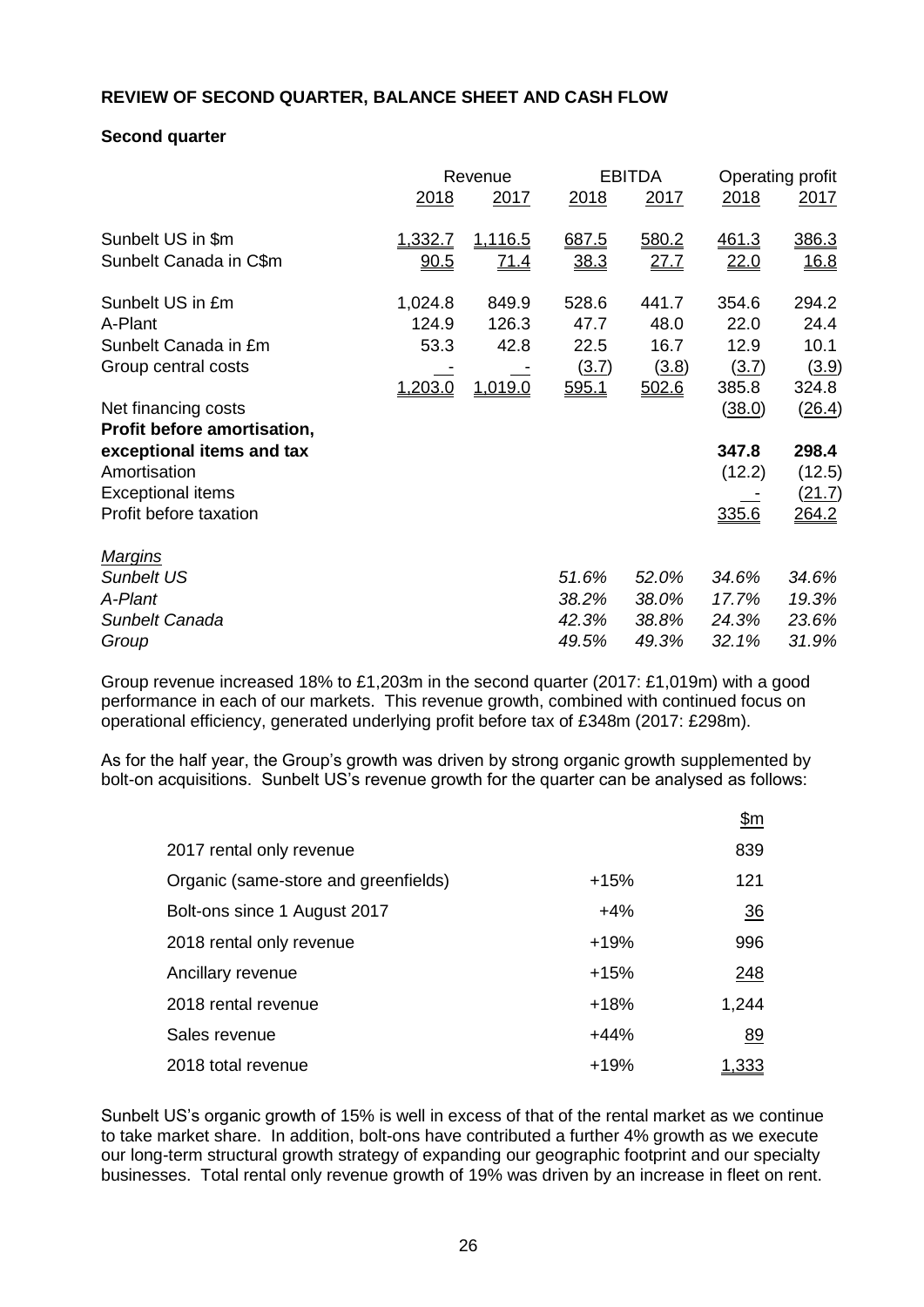**REVIEW OF SECOND QUARTER, BALANCE SHEET AND CASH FLOW**

**Second quarter**

| | Revenue | | EBITDA | | Operating profit | |
|---|---|---|---|---|---|---|
| | 2018 | 2017 | 2018 | 2017 | 2018 | 2017 |
| Sunbelt US in $m | 1,332.7 | 1,116.5 | 687.5 | 580.2 | 461.3 | 386.3 |
| Sunbelt Canada in C$m | 90.5 | 71.4 | 38.3 | 27.7 | 22.0 | 16.8 |
| Sunbelt US in £m | 1,024.8 | 849.9 | 528.6 | 441.7 | 354.6 | 294.2 |
| A-Plant | 124.9 | 126.3 | 47.7 | 48.0 | 22.0 | 24.4 |
| Sunbelt Canada in £m | 53.3 | 42.8 | 22.5 | 16.7 | 12.9 | 10.1 |
| Group central costs | - | - | (3.7) | (3.8) | (3.7) | (3.9) |
| | 1,203.0 | 1,019.0 | 595.1 | 502.6 | 385.8 | 324.8 |
| Net financing costs | | | | | (38.0) | (26.4) |
| **Profit before amortisation, exceptional items and tax** | | | | | **347.8** | **298.4** |
| Amortisation | | | | | (12.2) | (12.5) |
| Exceptional items | | | | | - | (21.7) |
| Profit before taxation | | | | | 335.6 | 264.2 |
| *Margins* | | | | | | |
| *Sunbelt US* | | | *51.6%* | *52.0%* | *34.6%* | *34.6%* |
| *A-Plant* | | | *38.2%* | *38.0%* | *17.7%* | *19.3%* |
| *Sunbelt Canada* | | | *42.3%* | *38.8%* | *24.3%* | *23.6%* |
| *Group* | | | *49.5%* | *49.3%* | *32.1%* | *31.9%* |

Group revenue increased 18% to £1,203m in the second quarter (2017: £1,019m) with a good performance in each of our markets. This revenue growth, combined with continued focus on operational efficiency, generated underlying profit before tax of £348m (2017: £298m).

As for the half year, the Group's growth was driven by strong organic growth supplemented by bolt-on acquisitions. Sunbelt US's revenue growth for the quarter can be analysed as follows:

| | | $m |
|---|---|---|
| 2017 rental only revenue | | 839 |
| Organic (same-store and greenfields) | +15% | 121 |
| Bolt-ons since 1 August 2017 | +4% | 36 |
| 2018 rental only revenue | +19% | 996 |
| Ancillary revenue | +15% | 248 |
| 2018 rental revenue | +18% | 1,244 |
| Sales revenue | +44% | 89 |
| 2018 total revenue | +19% | 1,333 |

Sunbelt US's organic growth of 15% is well in excess of that of the rental market as we continue to take market share. In addition, bolt-ons have contributed a further 4% growth as we execute our long-term structural growth strategy of expanding our geographic footprint and our specialty businesses. Total rental only revenue growth of 19% was driven by an increase in fleet on rent.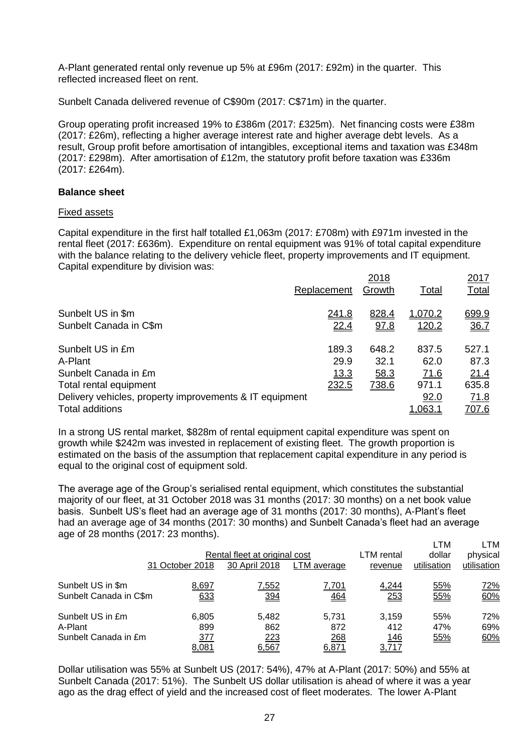A-Plant generated rental only revenue up 5% at £96m (2017: £92m) in the quarter. This reflected increased fleet on rent.

Sunbelt Canada delivered revenue of C$90m (2017: C$71m) in the quarter.

Group operating profit increased 19% to £386m (2017: £325m). Net financing costs were £38m (2017: £26m), reflecting a higher average interest rate and higher average debt levels. As a result, Group profit before amortisation of intangibles, exceptional items and taxation was £348m (2017: £298m). After amortisation of £12m, the statutory profit before taxation was £336m (2017: £264m).

**Balance sheet**

Fixed assets

Capital expenditure in the first half totalled £1,063m (2017: £708m) with £971m invested in the rental fleet (2017: £636m). Expenditure on rental equipment was 91% of total capital expenditure with the balance relating to the delivery vehicle fleet, property improvements and IT equipment. Capital expenditure by division was:

| | | 2018 | | 2017 |
|---|---|---|---|---|
| | Replacement | Growth | Total | Total |
| Sunbelt US in $m | 241.8 | 828.4 | 1,070.2 | 699.9 |
| Sunbelt Canada in C$m | 22.4 | 97.8 | 120.2 | 36.7 |
| Sunbelt US in £m | 189.3 | 648.2 | 837.5 | 527.1 |
| A-Plant | 29.9 | 32.1 | 62.0 | 87.3 |
| Sunbelt Canada in £m | 13.3 | 58.3 | 71.6 | 21.4 |
| Total rental equipment | 232.5 | 738.6 | 971.1 | 635.8 |
| Delivery vehicles, property improvements & IT equipment | | | 92.0 | 71.8 |
| Total additions | | | 1,063.1 | 707.6 |

In a strong US rental market, $828m of rental equipment capital expenditure was spent on growth while $242m was invested in replacement of existing fleet. The growth proportion is estimated on the basis of the assumption that replacement capital expenditure in any period is equal to the original cost of equipment sold.

The average age of the Group's serialised rental equipment, which constitutes the substantial majority of our fleet, at 31 October 2018 was 31 months (2017: 30 months) on a net book value basis. Sunbelt US's fleet had an average age of 31 months (2017: 30 months), A-Plant's fleet had an average age of 34 months (2017: 30 months) and Sunbelt Canada's fleet had an average age of 28 months (2017: 23 months).

| | Rental fleet at original cost | | | LTM rental | LTM dollar | LTM physical |
|---|---|---|---|---|---|---|
| | 31 October 2018 | 30 April 2018 | LTM average | revenue | utilisation | utilisation |
| Sunbelt US in $m | 8,697 | 7,552 | 7,701 | 4,244 | 55% | 72% |
| Sunbelt Canada in C$m | 633 | 394 | 464 | 253 | 55% | 60% |
| Sunbelt US in £m | 6,805 | 5,482 | 5,731 | 3,159 | 55% | 72% |
| A-Plant | 899 | 862 | 872 | 412 | 47% | 69% |
| Sunbelt Canada in £m | 377 | 223 | 268 | 146 | 55% | 60% |
| | 8,081 | 6,567 | 6,871 | 3,717 | | |

Dollar utilisation was 55% at Sunbelt US (2017: 54%), 47% at A-Plant (2017: 50%) and 55% at Sunbelt Canada (2017: 51%). The Sunbelt US dollar utilisation is ahead of where it was a year ago as the drag effect of yield and the increased cost of fleet moderates. The lower A-Plant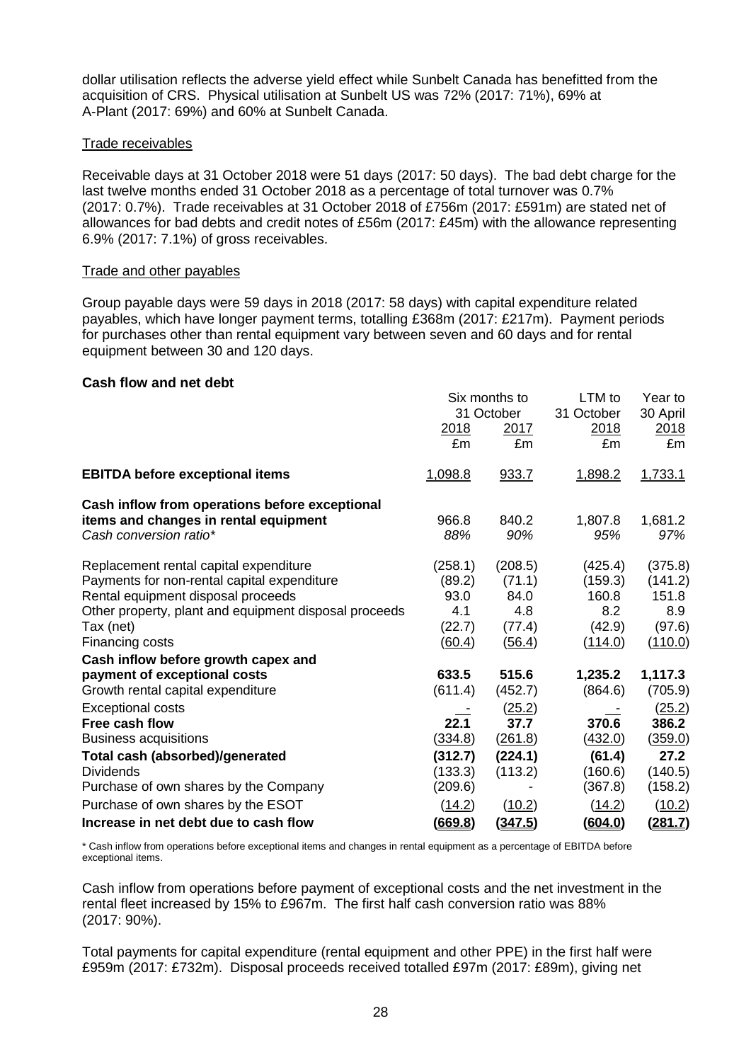dollar utilisation reflects the adverse yield effect while Sunbelt Canada has benefitted from the acquisition of CRS. Physical utilisation at Sunbelt US was 72% (2017: 71%), 69% at A-Plant (2017: 69%) and 60% at Sunbelt Canada.

Trade receivables

Receivable days at 31 October 2018 were 51 days (2017: 50 days). The bad debt charge for the last twelve months ended 31 October 2018 as a percentage of total turnover was 0.7% (2017: 0.7%). Trade receivables at 31 October 2018 of £756m (2017: £591m) are stated net of allowances for bad debts and credit notes of £56m (2017: £45m) with the allowance representing 6.9% (2017: 7.1%) of gross receivables.

Trade and other payables

Group payable days were 59 days in 2018 (2017: 58 days) with capital expenditure related payables, which have longer payment terms, totalling £368m (2017: £217m). Payment periods for purchases other than rental equipment vary between seven and 60 days and for rental equipment between 30 and 120 days.

**Cash flow and net debt**

| | Six months to 31 October | | LTM to 31 October | Year to 30 April |
|---|---|---|---|---|
| | 2018 | 2017 | 2018 | 2018 |
| | £m | £m | £m | £m |
| **EBITDA before exceptional items** | 1,098.8 | 933.7 | 1,898.2 | 1,733.1 |
| **Cash inflow from operations before exceptional items and changes in rental equipment** | 966.8 | 840.2 | 1,807.8 | 1,681.2 |
| *Cash conversion ratio\** | *88%* | *90%* | *95%* | *97%* |
| Replacement rental capital expenditure | (258.1) | (208.5) | (425.4) | (375.8) |
| Payments for non-rental capital expenditure | (89.2) | (71.1) | (159.3) | (141.2) |
| Rental equipment disposal proceeds | 93.0 | 84.0 | 160.8 | 151.8 |
| Other property, plant and equipment disposal proceeds | 4.1 | 4.8 | 8.2 | 8.9 |
| Tax (net) | (22.7) | (77.4) | (42.9) | (97.6) |
| Financing costs | (60.4) | (56.4) | (114.0) | (110.0) |
| **Cash inflow before growth capex and payment of exceptional costs** | **633.5** | **515.6** | **1,235.2** | **1,117.3** |
| Growth rental capital expenditure | (611.4) | (452.7) | (864.6) | (705.9) |
| Exceptional costs | - | (25.2) | - | (25.2) |
| **Free cash flow** | **22.1** | **37.7** | **370.6** | **386.2** |
| Business acquisitions | (334.8) | (261.8) | (432.0) | (359.0) |
| **Total cash (absorbed)/generated** | **(312.7)** | **(224.1)** | **(61.4)** | **27.2** |
| Dividends | (133.3) | (113.2) | (160.6) | (140.5) |
| Purchase of own shares by the Company | (209.6) | - | (367.8) | (158.2) |
| Purchase of own shares by the ESOT | (14.2) | (10.2) | (14.2) | (10.2) |
| **Increase in net debt due to cash flow** | **(669.8)** | **(347.5)** | **(604.0)** | **(281.7)** |

\* Cash inflow from operations before exceptional items and changes in rental equipment as a percentage of EBITDA before exceptional items.

Cash inflow from operations before payment of exceptional costs and the net investment in the rental fleet increased by 15% to £967m. The first half cash conversion ratio was 88% (2017: 90%).

Total payments for capital expenditure (rental equipment and other PPE) in the first half were £959m (2017: £732m). Disposal proceeds received totalled £97m (2017: £89m), giving net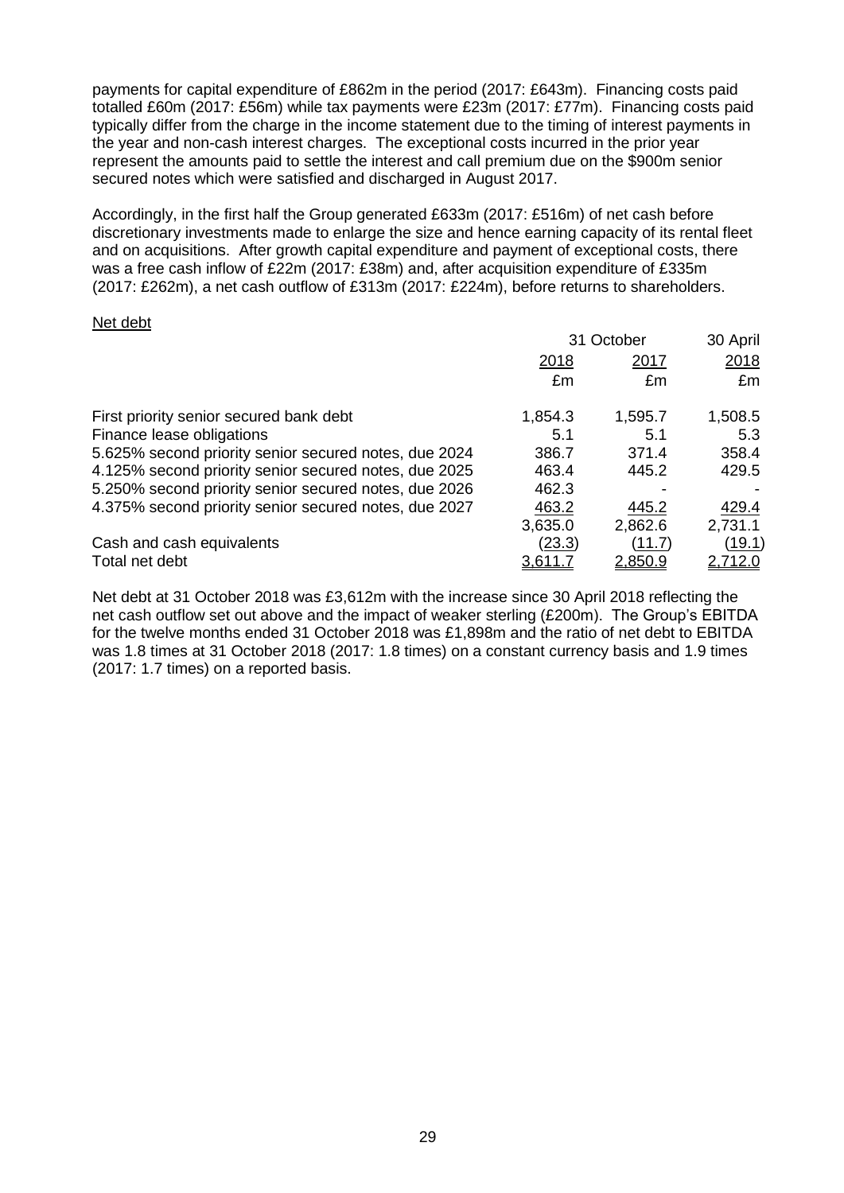payments for capital expenditure of £862m in the period (2017: £643m). Financing costs paid totalled £60m (2017: £56m) while tax payments were £23m (2017: £77m). Financing costs paid typically differ from the charge in the income statement due to the timing of interest payments in the year and non-cash interest charges. The exceptional costs incurred in the prior year represent the amounts paid to settle the interest and call premium due on the $900m senior secured notes which were satisfied and discharged in August 2017.

Accordingly, in the first half the Group generated £633m (2017: £516m) of net cash before discretionary investments made to enlarge the size and hence earning capacity of its rental fleet and on acquisitions. After growth capital expenditure and payment of exceptional costs, there was a free cash inflow of £22m (2017: £38m) and, after acquisition expenditure of £335m (2017: £262m), a net cash outflow of £313m (2017: £224m), before returns to shareholders.

Net debt

| | 31 October | | 30 April |
|---|---|---|---|
| | 2018 | 2017 | 2018 |
| | £m | £m | £m |
| First priority senior secured bank debt | 1,854.3 | 1,595.7 | 1,508.5 |
| Finance lease obligations | 5.1 | 5.1 | 5.3 |
| 5.625% second priority senior secured notes, due 2024 | 386.7 | 371.4 | 358.4 |
| 4.125% second priority senior secured notes, due 2025 | 463.4 | 445.2 | 429.5 |
| 5.250% second priority senior secured notes, due 2026 | 462.3 | - | - |
| 4.375% second priority senior secured notes, due 2027 | 463.2 | 445.2 | 429.4 |
| | 3,635.0 | 2,862.6 | 2,731.1 |
| Cash and cash equivalents | (23.3) | (11.7) | (19.1) |
| Total net debt | 3,611.7 | 2,850.9 | 2,712.0 |

Net debt at 31 October 2018 was £3,612m with the increase since 30 April 2018 reflecting the net cash outflow set out above and the impact of weaker sterling (£200m). The Group's EBITDA for the twelve months ended 31 October 2018 was £1,898m and the ratio of net debt to EBITDA was 1.8 times at 31 October 2018 (2017: 1.8 times) on a constant currency basis and 1.9 times (2017: 1.7 times) on a reported basis.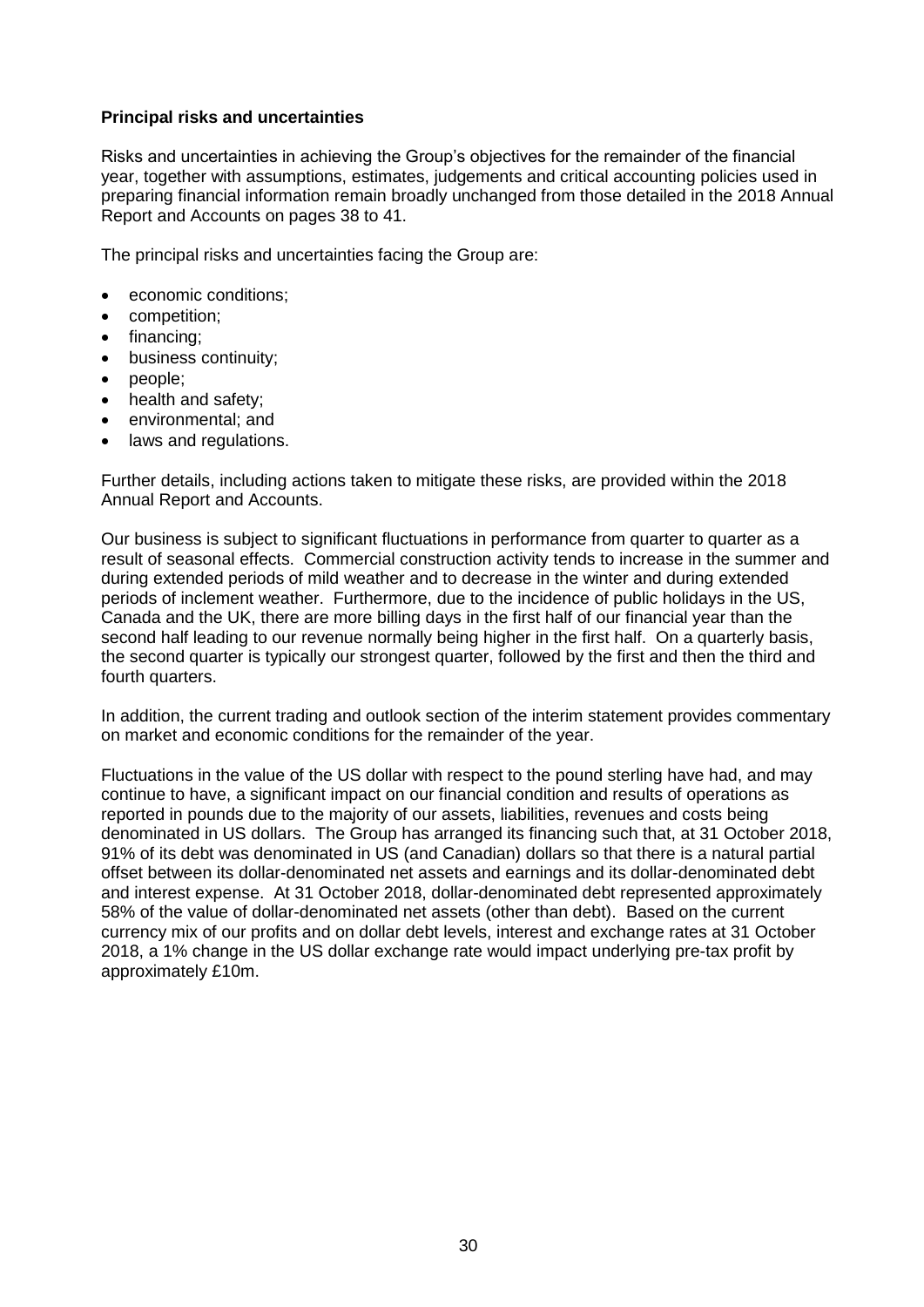**Principal risks and uncertainties**

Risks and uncertainties in achieving the Group's objectives for the remainder of the financial year, together with assumptions, estimates, judgements and critical accounting policies used in preparing financial information remain broadly unchanged from those detailed in the 2018 Annual Report and Accounts on pages 38 to 41.

The principal risks and uncertainties facing the Group are:

- economic conditions;
- competition;
- financing;
- business continuity;
- people;
- health and safety;
- environmental; and
- laws and regulations.

Further details, including actions taken to mitigate these risks, are provided within the 2018 Annual Report and Accounts.

Our business is subject to significant fluctuations in performance from quarter to quarter as a result of seasonal effects. Commercial construction activity tends to increase in the summer and during extended periods of mild weather and to decrease in the winter and during extended periods of inclement weather. Furthermore, due to the incidence of public holidays in the US, Canada and the UK, there are more billing days in the first half of our financial year than the second half leading to our revenue normally being higher in the first half. On a quarterly basis, the second quarter is typically our strongest quarter, followed by the first and then the third and fourth quarters.

In addition, the current trading and outlook section of the interim statement provides commentary on market and economic conditions for the remainder of the year.

Fluctuations in the value of the US dollar with respect to the pound sterling have had, and may continue to have, a significant impact on our financial condition and results of operations as reported in pounds due to the majority of our assets, liabilities, revenues and costs being denominated in US dollars. The Group has arranged its financing such that, at 31 October 2018, 91% of its debt was denominated in US (and Canadian) dollars so that there is a natural partial offset between its dollar-denominated net assets and earnings and its dollar-denominated debt and interest expense. At 31 October 2018, dollar-denominated debt represented approximately 58% of the value of dollar-denominated net assets (other than debt). Based on the current currency mix of our profits and on dollar debt levels, interest and exchange rates at 31 October 2018, a 1% change in the US dollar exchange rate would impact underlying pre-tax profit by approximately £10m.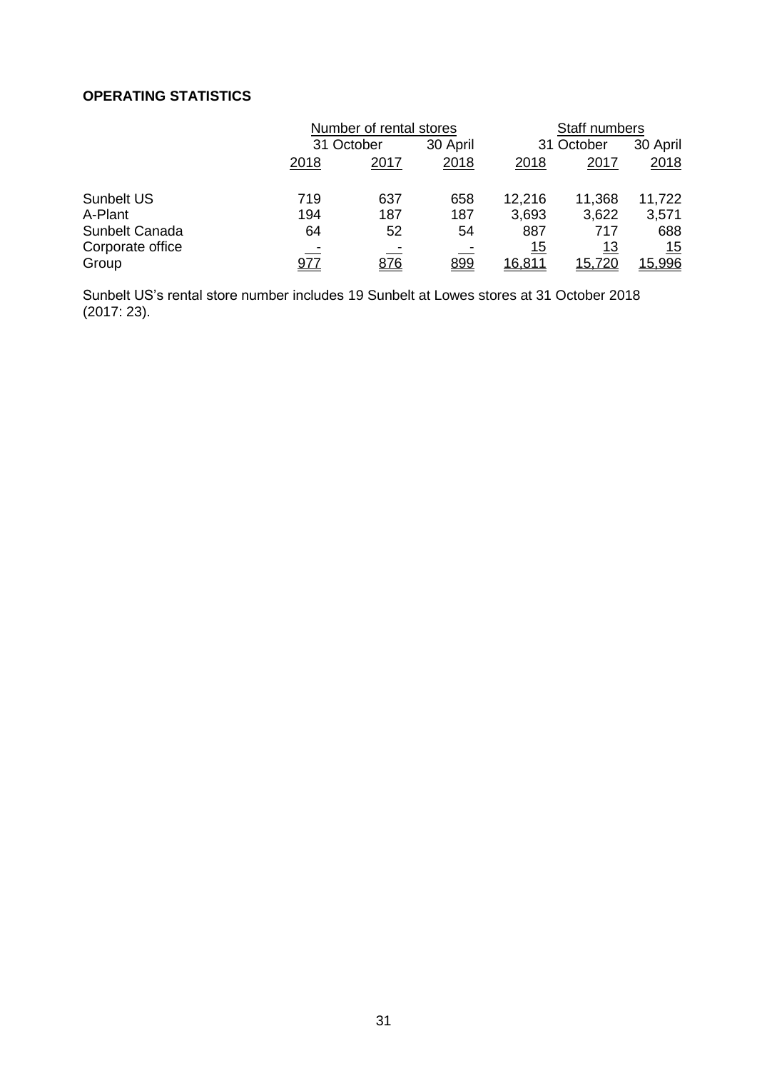**OPERATING STATISTICS**

| | Number of rental stores | | | Staff numbers | | |
|---|---|---|---|---|---|---|
| | 31 October | | 30 April | 31 October | | 30 April |
| | 2018 | 2017 | 2018 | 2018 | 2017 | 2018 |
| Sunbelt US | 719 | 637 | 658 | 12,216 | 11,368 | 11,722 |
| A-Plant | 194 | 187 | 187 | 3,693 | 3,622 | 3,571 |
| Sunbelt Canada | 64 | 52 | 54 | 887 | 717 | 688 |
| Corporate office | - | - | - | 15 | 13 | 15 |
| Group | 977 | 876 | 899 | 16,811 | 15,720 | 15,996 |

Sunbelt US's rental store number includes 19 Sunbelt at Lowes stores at 31 October 2018 (2017: 23).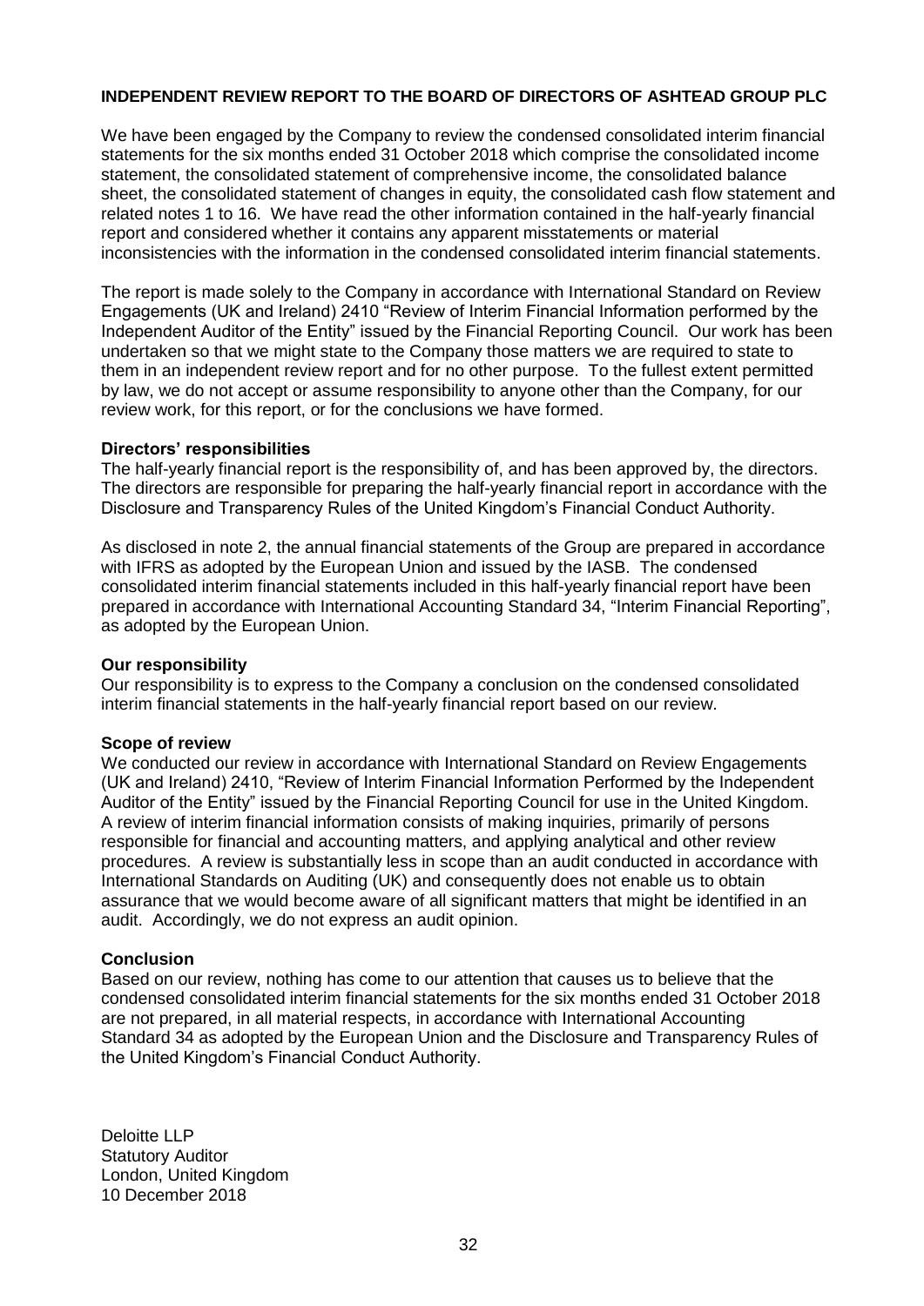## INDEPENDENT REVIEW REPORT TO THE BOARD OF DIRECTORS OF ASHTEAD GROUP PLC

We have been engaged by the Company to review the condensed consolidated interim financial statements for the six months ended 31 October 2018 which comprise the consolidated income statement, the consolidated statement of comprehensive income, the consolidated balance sheet, the consolidated statement of changes in equity, the consolidated cash flow statement and related notes 1 to 16. We have read the other information contained in the half-yearly financial report and considered whether it contains any apparent misstatements or material inconsistencies with the information in the condensed consolidated interim financial statements.

The report is made solely to the Company in accordance with International Standard on Review Engagements (UK and Ireland) 2410 "Review of Interim Financial Information performed by the Independent Auditor of the Entity" issued by the Financial Reporting Council. Our work has been undertaken so that we might state to the Company those matters we are required to state to them in an independent review report and for no other purpose. To the fullest extent permitted by law, we do not accept or assume responsibility to anyone other than the Company, for our review work, for this report, or for the conclusions we have formed.

### Directors' responsibilities

The half-yearly financial report is the responsibility of, and has been approved by, the directors. The directors are responsible for preparing the half-yearly financial report in accordance with the Disclosure and Transparency Rules of the United Kingdom's Financial Conduct Authority.

As disclosed in note 2, the annual financial statements of the Group are prepared in accordance with IFRS as adopted by the European Union and issued by the IASB. The condensed consolidated interim financial statements included in this half-yearly financial report have been prepared in accordance with International Accounting Standard 34, "Interim Financial Reporting", as adopted by the European Union.

### Our responsibility

Our responsibility is to express to the Company a conclusion on the condensed consolidated interim financial statements in the half-yearly financial report based on our review.

### Scope of review

We conducted our review in accordance with International Standard on Review Engagements (UK and Ireland) 2410, "Review of Interim Financial Information Performed by the Independent Auditor of the Entity" issued by the Financial Reporting Council for use in the United Kingdom. A review of interim financial information consists of making inquiries, primarily of persons responsible for financial and accounting matters, and applying analytical and other review procedures. A review is substantially less in scope than an audit conducted in accordance with International Standards on Auditing (UK) and consequently does not enable us to obtain assurance that we would become aware of all significant matters that might be identified in an audit. Accordingly, we do not express an audit opinion.

### Conclusion

Based on our review, nothing has come to our attention that causes us to believe that the condensed consolidated interim financial statements for the six months ended 31 October 2018 are not prepared, in all material respects, in accordance with International Accounting Standard 34 as adopted by the European Union and the Disclosure and Transparency Rules of the United Kingdom's Financial Conduct Authority.

Deloitte LLP  
Statutory Auditor  
London, United Kingdom  
10 December 2018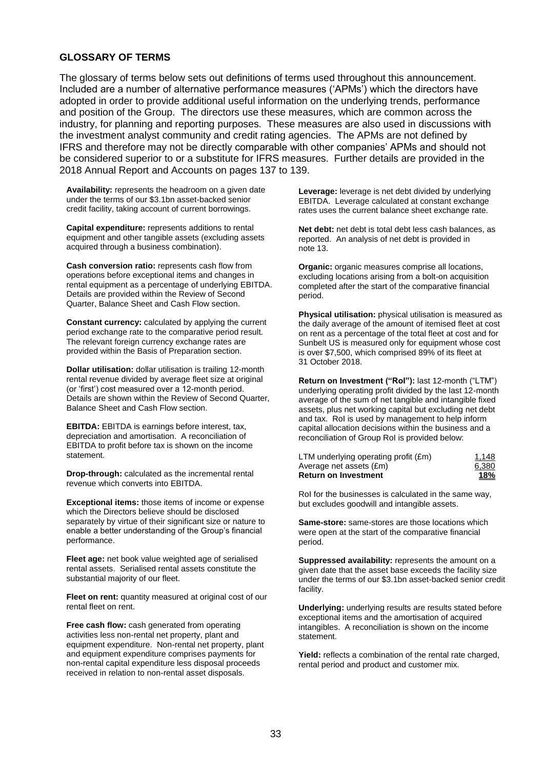## GLOSSARY OF TERMS

The glossary of terms below sets out definitions of terms used throughout this announcement. Included are a number of alternative performance measures ('APMs') which the directors have adopted in order to provide additional useful information on the underlying trends, performance and position of the Group. The directors use these measures, which are common across the industry, for planning and reporting purposes. These measures are also used in discussions with the investment analyst community and credit rating agencies. The APMs are not defined by IFRS and therefore may not be directly comparable with other companies' APMs and should not be considered superior to or a substitute for IFRS measures. Further details are provided in the 2018 Annual Report and Accounts on pages 137 to 139.

**Availability:** represents the headroom on a given date under the terms of our $3.1bn asset-backed senior credit facility, taking account of current borrowings.

**Capital expenditure:** represents additions to rental equipment and other tangible assets (excluding assets acquired through a business combination).

**Cash conversion ratio:** represents cash flow from operations before exceptional items and changes in rental equipment as a percentage of underlying EBITDA. Details are provided within the Review of Second Quarter, Balance Sheet and Cash Flow section.

**Constant currency:** calculated by applying the current period exchange rate to the comparative period result. The relevant foreign currency exchange rates are provided within the Basis of Preparation section.

**Dollar utilisation:** dollar utilisation is trailing 12-month rental revenue divided by average fleet size at original (or 'first') cost measured over a 12-month period. Details are shown within the Review of Second Quarter, Balance Sheet and Cash Flow section.

**EBITDA:** EBITDA is earnings before interest, tax, depreciation and amortisation. A reconciliation of EBITDA to profit before tax is shown on the income statement.

**Drop-through:** calculated as the incremental rental revenue which converts into EBITDA.

**Exceptional items:** those items of income or expense which the Directors believe should be disclosed separately by virtue of their significant size or nature to enable a better understanding of the Group's financial performance.

**Fleet age:** net book value weighted age of serialised rental assets. Serialised rental assets constitute the substantial majority of our fleet.

**Fleet on rent:** quantity measured at original cost of our rental fleet on rent.

**Free cash flow:** cash generated from operating activities less non-rental net property, plant and equipment expenditure. Non-rental net property, plant and equipment expenditure comprises payments for non-rental capital expenditure less disposal proceeds received in relation to non-rental asset disposals.

**Leverage:** leverage is net debt divided by underlying EBITDA. Leverage calculated at constant exchange rates uses the current balance sheet exchange rate.

**Net debt:** net debt is total debt less cash balances, as reported. An analysis of net debt is provided in note 13.

**Organic:** organic measures comprise all locations, excluding locations arising from a bolt-on acquisition completed after the start of the comparative financial period.

**Physical utilisation:** physical utilisation is measured as the daily average of the amount of itemised fleet at cost on rent as a percentage of the total fleet at cost and for Sunbelt US is measured only for equipment whose cost is over $7,500, which comprised 89% of its fleet at 31 October 2018.

**Return on Investment ("RoI"):** last 12-month ("LTM") underlying operating profit divided by the last 12-month average of the sum of net tangible and intangible fixed assets, plus net working capital but excluding net debt and tax. RoI is used by management to help inform capital allocation decisions within the business and a reconciliation of Group RoI is provided below:

| | |
|---|---|
| LTM underlying operating profit (£m) | 1,148 |
| Average net assets (£m) | 6,380 |
| **Return on Investment** | **18%** |

RoI for the businesses is calculated in the same way, but excludes goodwill and intangible assets.

**Same-store:** same-stores are those locations which were open at the start of the comparative financial period.

**Suppressed availability:** represents the amount on a given date that the asset base exceeds the facility size under the terms of our $3.1bn asset-backed senior credit facility.

**Underlying:** underlying results are results stated before exceptional items and the amortisation of acquired intangibles. A reconciliation is shown on the income statement.

**Yield:** reflects a combination of the rental rate charged, rental period and product and customer mix.